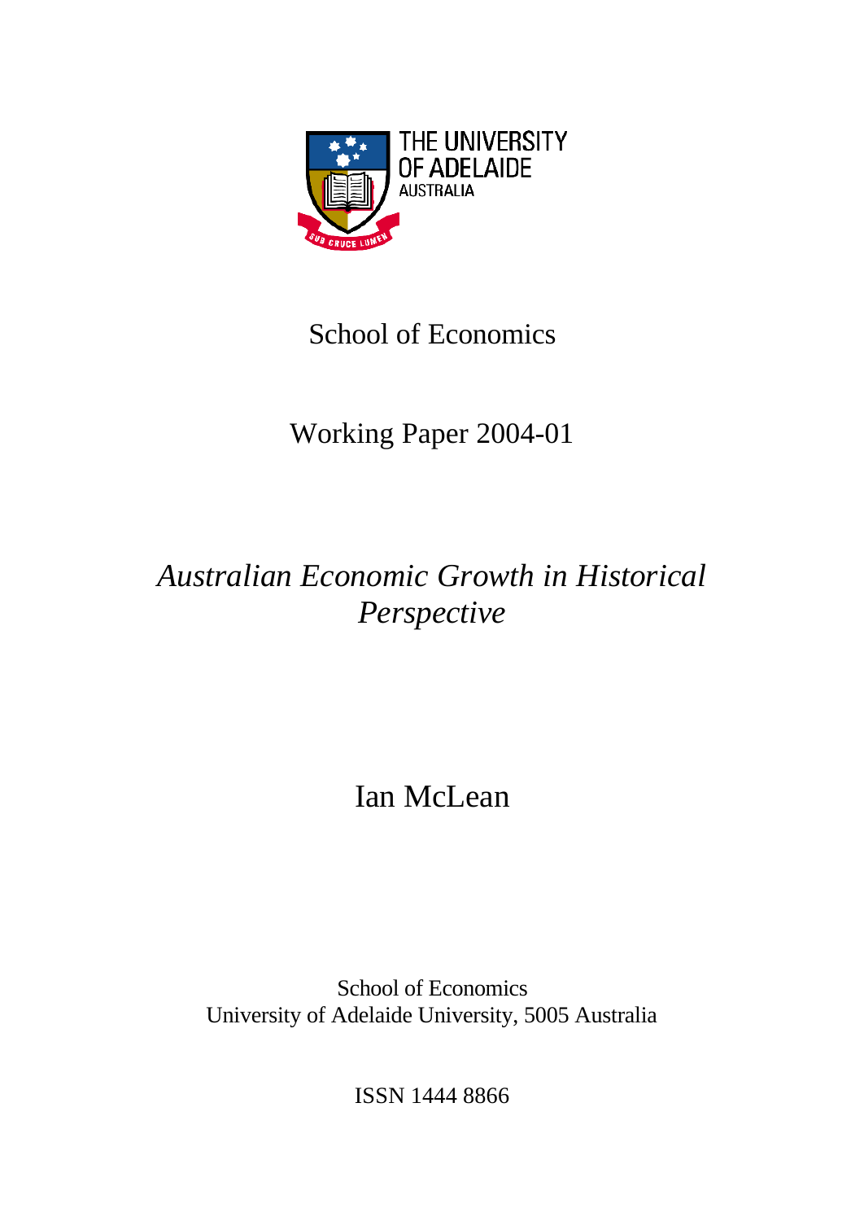THE UNIVERSITY OF ADELAIDE
AUSTRALIA

School of Economics

Working Paper 2004-01

# *Australian Economic Growth in Historical Perspective*

Ian McLean

School of Economics
University of Adelaide University, 5005 Australia

ISSN 1444 8866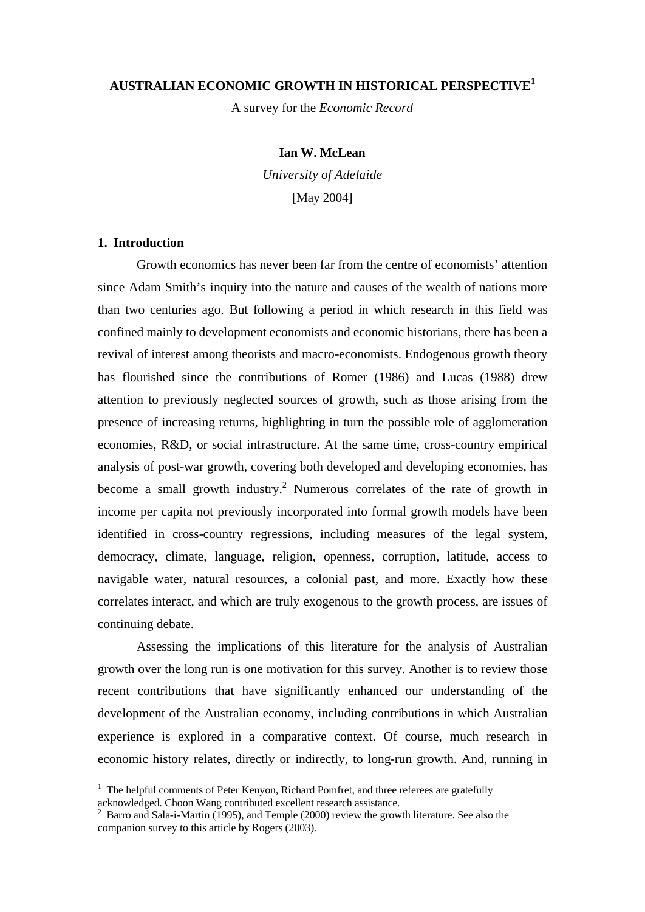**AUSTRALIAN ECONOMIC GROWTH IN HISTORICAL PERSPECTIVE**[1]

A survey for the *Economic Record*

**Ian W. McLean**

*University of Adelaide*

[May 2004]

## 1. Introduction

Growth economics has never been far from the centre of economists' attention since Adam Smith's inquiry into the nature and causes of the wealth of nations more than two centuries ago. But following a period in which research in this field was confined mainly to development economists and economic historians, there has been a revival of interest among theorists and macro-economists. Endogenous growth theory has flourished since the contributions of Romer (1986) and Lucas (1988) drew attention to previously neglected sources of growth, such as those arising from the presence of increasing returns, highlighting in turn the possible role of agglomeration economies, R&D, or social infrastructure. At the same time, cross-country empirical analysis of post-war growth, covering both developed and developing economies, has become a small growth industry.[2] Numerous correlates of the rate of growth in income per capita not previously incorporated into formal growth models have been identified in cross-country regressions, including measures of the legal system, democracy, climate, language, religion, openness, corruption, latitude, access to navigable water, natural resources, a colonial past, and more. Exactly how these correlates interact, and which are truly exogenous to the growth process, are issues of continuing debate.

Assessing the implications of this literature for the analysis of Australian growth over the long run is one motivation for this survey. Another is to review those recent contributions that have significantly enhanced our understanding of the development of the Australian economy, including contributions in which Australian experience is explored in a comparative context. Of course, much research in economic history relates, directly or indirectly, to long-run growth. And, running in

---

[1] The helpful comments of Peter Kenyon, Richard Pomfret, and three referees are gratefully acknowledged. Choon Wang contributed excellent research assistance.

[2] Barro and Sala-i-Martin (1995), and Temple (2000) review the growth literature. See also the companion survey to this article by Rogers (2003).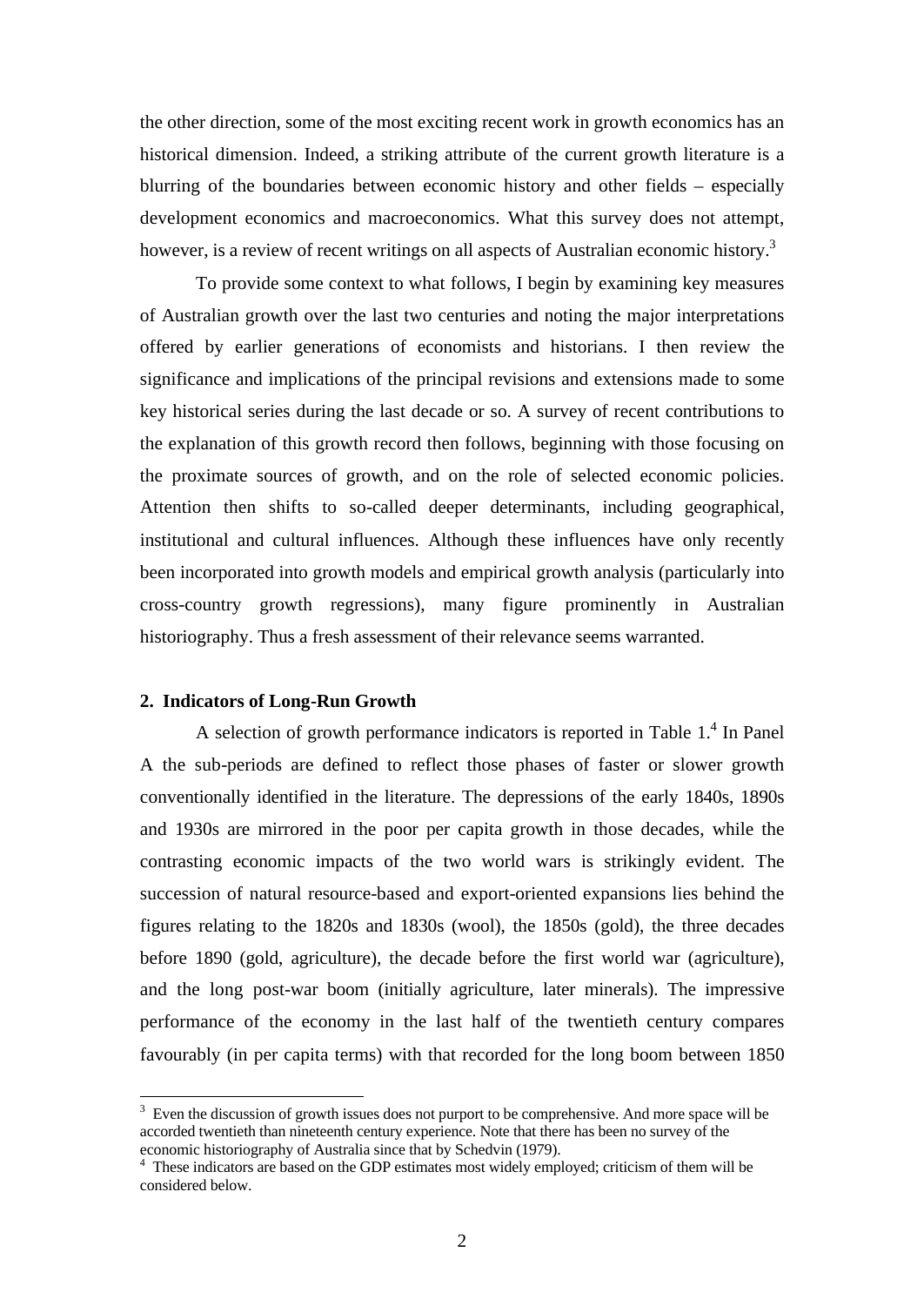the other direction, some of the most exciting recent work in growth economics has an historical dimension. Indeed, a striking attribute of the current growth literature is a blurring of the boundaries between economic history and other fields – especially development economics and macroeconomics. What this survey does not attempt, however, is a review of recent writings on all aspects of Australian economic history.[3]

To provide some context to what follows, I begin by examining key measures of Australian growth over the last two centuries and noting the major interpretations offered by earlier generations of economists and historians. I then review the significance and implications of the principal revisions and extensions made to some key historical series during the last decade or so. A survey of recent contributions to the explanation of this growth record then follows, beginning with those focusing on the proximate sources of growth, and on the role of selected economic policies. Attention then shifts to so-called deeper determinants, including geographical, institutional and cultural influences. Although these influences have only recently been incorporated into growth models and empirical growth analysis (particularly into cross-country growth regressions), many figure prominently in Australian historiography. Thus a fresh assessment of their relevance seems warranted.

## 2. Indicators of Long-Run Growth

A selection of growth performance indicators is reported in Table 1.[4] In Panel A the sub-periods are defined to reflect those phases of faster or slower growth conventionally identified in the literature. The depressions of the early 1840s, 1890s and 1930s are mirrored in the poor per capita growth in those decades, while the contrasting economic impacts of the two world wars is strikingly evident. The succession of natural resource-based and export-oriented expansions lies behind the figures relating to the 1820s and 1830s (wool), the 1850s (gold), the three decades before 1890 (gold, agriculture), the decade before the first world war (agriculture), and the long post-war boom (initially agriculture, later minerals). The impressive performance of the economy in the last half of the twentieth century compares favourably (in per capita terms) with that recorded for the long boom between 1850

---

[3] Even the discussion of growth issues does not purport to be comprehensive. And more space will be accorded twentieth than nineteenth century experience. Note that there has been no survey of the economic historiography of Australia since that by Schedvin (1979).

[4] These indicators are based on the GDP estimates most widely employed; criticism of them will be considered below.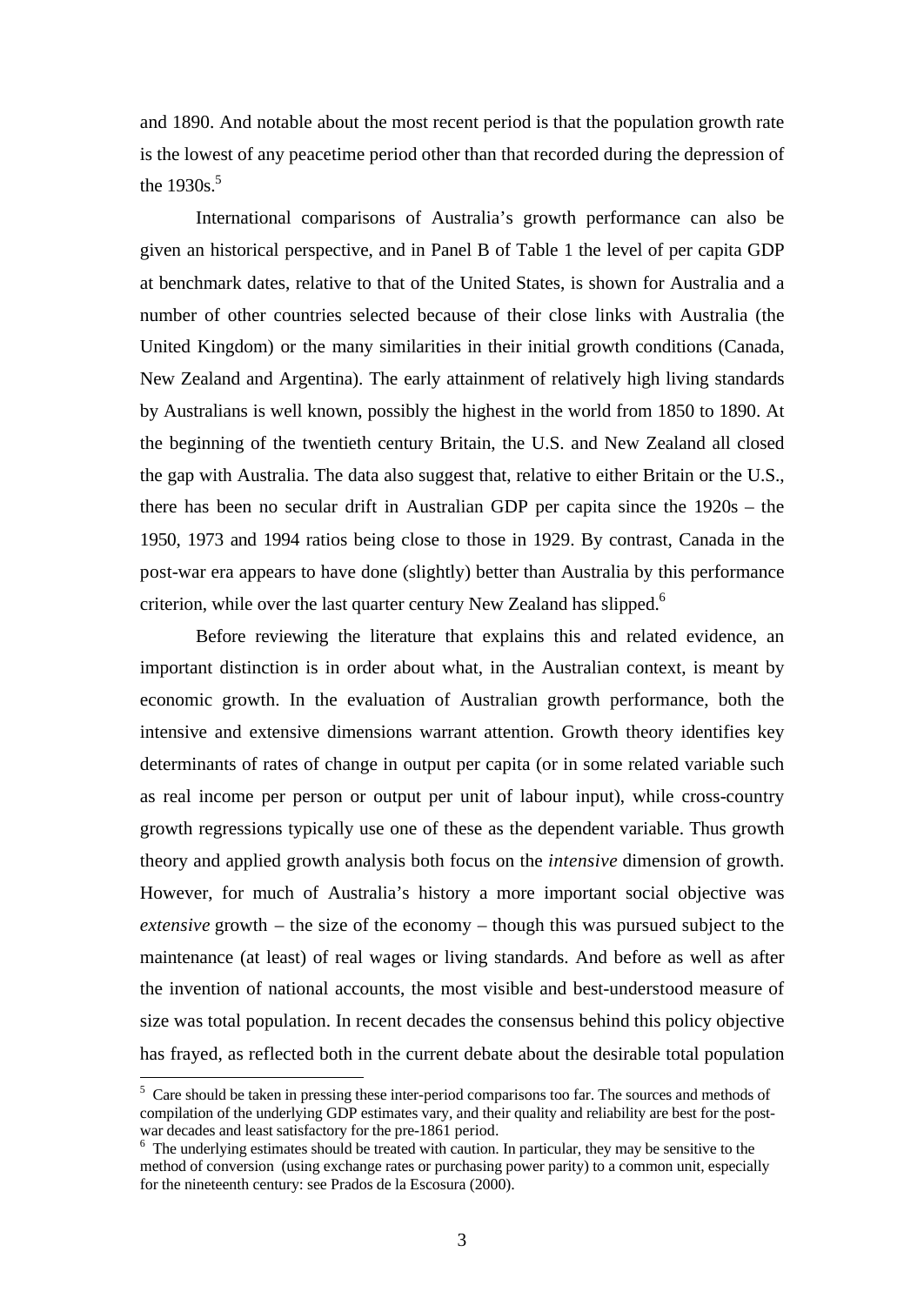and 1890. And notable about the most recent period is that the population growth rate is the lowest of any peacetime period other than that recorded during the depression of the 1930s.[5]

International comparisons of Australia's growth performance can also be given an historical perspective, and in Panel B of Table 1 the level of per capita GDP at benchmark dates, relative to that of the United States, is shown for Australia and a number of other countries selected because of their close links with Australia (the United Kingdom) or the many similarities in their initial growth conditions (Canada, New Zealand and Argentina). The early attainment of relatively high living standards by Australians is well known, possibly the highest in the world from 1850 to 1890. At the beginning of the twentieth century Britain, the U.S. and New Zealand all closed the gap with Australia. The data also suggest that, relative to either Britain or the U.S., there has been no secular drift in Australian GDP per capita since the 1920s – the 1950, 1973 and 1994 ratios being close to those in 1929. By contrast, Canada in the post-war era appears to have done (slightly) better than Australia by this performance criterion, while over the last quarter century New Zealand has slipped.[6]

Before reviewing the literature that explains this and related evidence, an important distinction is in order about what, in the Australian context, is meant by economic growth. In the evaluation of Australian growth performance, both the intensive and extensive dimensions warrant attention. Growth theory identifies key determinants of rates of change in output per capita (or in some related variable such as real income per person or output per unit of labour input), while cross-country growth regressions typically use one of these as the dependent variable. Thus growth theory and applied growth analysis both focus on the *intensive* dimension of growth. However, for much of Australia's history a more important social objective was *extensive* growth – the size of the economy – though this was pursued subject to the maintenance (at least) of real wages or living standards. And before as well as after the invention of national accounts, the most visible and best-understood measure of size was total population. In recent decades the consensus behind this policy objective has frayed, as reflected both in the current debate about the desirable total population

---

[5] Care should be taken in pressing these inter-period comparisons too far. The sources and methods of compilation of the underlying GDP estimates vary, and their quality and reliability are best for the post-war decades and least satisfactory for the pre-1861 period.

[6] The underlying estimates should be treated with caution. In particular, they may be sensitive to the method of conversion (using exchange rates or purchasing power parity) to a common unit, especially for the nineteenth century: see Prados de la Escosura (2000).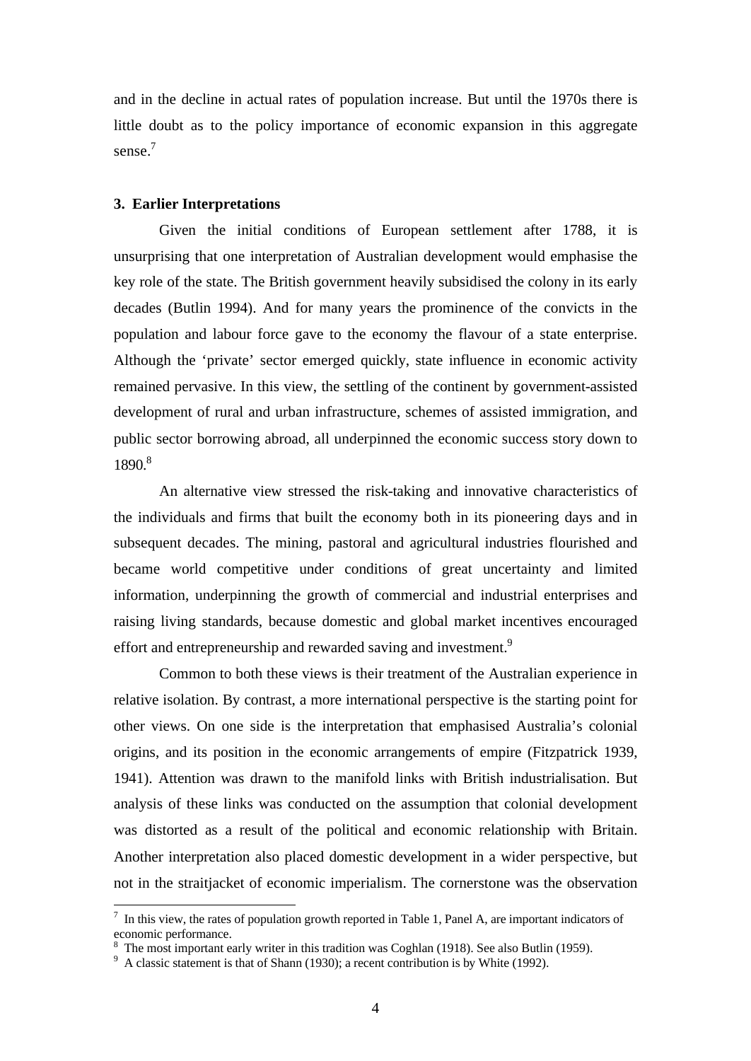and in the decline in actual rates of population increase. But until the 1970s there is little doubt as to the policy importance of economic expansion in this aggregate sense.[7]

### 3. Earlier Interpretations

Given the initial conditions of European settlement after 1788, it is unsurprising that one interpretation of Australian development would emphasise the key role of the state. The British government heavily subsidised the colony in its early decades (Butlin 1994). And for many years the prominence of the convicts in the population and labour force gave to the economy the flavour of a state enterprise. Although the 'private' sector emerged quickly, state influence in economic activity remained pervasive. In this view, the settling of the continent by government-assisted development of rural and urban infrastructure, schemes of assisted immigration, and public sector borrowing abroad, all underpinned the economic success story down to 1890.[8]

An alternative view stressed the risk-taking and innovative characteristics of the individuals and firms that built the economy both in its pioneering days and in subsequent decades. The mining, pastoral and agricultural industries flourished and became world competitive under conditions of great uncertainty and limited information, underpinning the growth of commercial and industrial enterprises and raising living standards, because domestic and global market incentives encouraged effort and entrepreneurship and rewarded saving and investment.[9]

Common to both these views is their treatment of the Australian experience in relative isolation. By contrast, a more international perspective is the starting point for other views. On one side is the interpretation that emphasised Australia's colonial origins, and its position in the economic arrangements of empire (Fitzpatrick 1939, 1941). Attention was drawn to the manifold links with British industrialisation. But analysis of these links was conducted on the assumption that colonial development was distorted as a result of the political and economic relationship with Britain. Another interpretation also placed domestic development in a wider perspective, but not in the straitjacket of economic imperialism. The cornerstone was the observation

---

[7] In this view, the rates of population growth reported in Table 1, Panel A, are important indicators of economic performance.

[8] The most important early writer in this tradition was Coghlan (1918). See also Butlin (1959).

[9] A classic statement is that of Shann (1930); a recent contribution is by White (1992).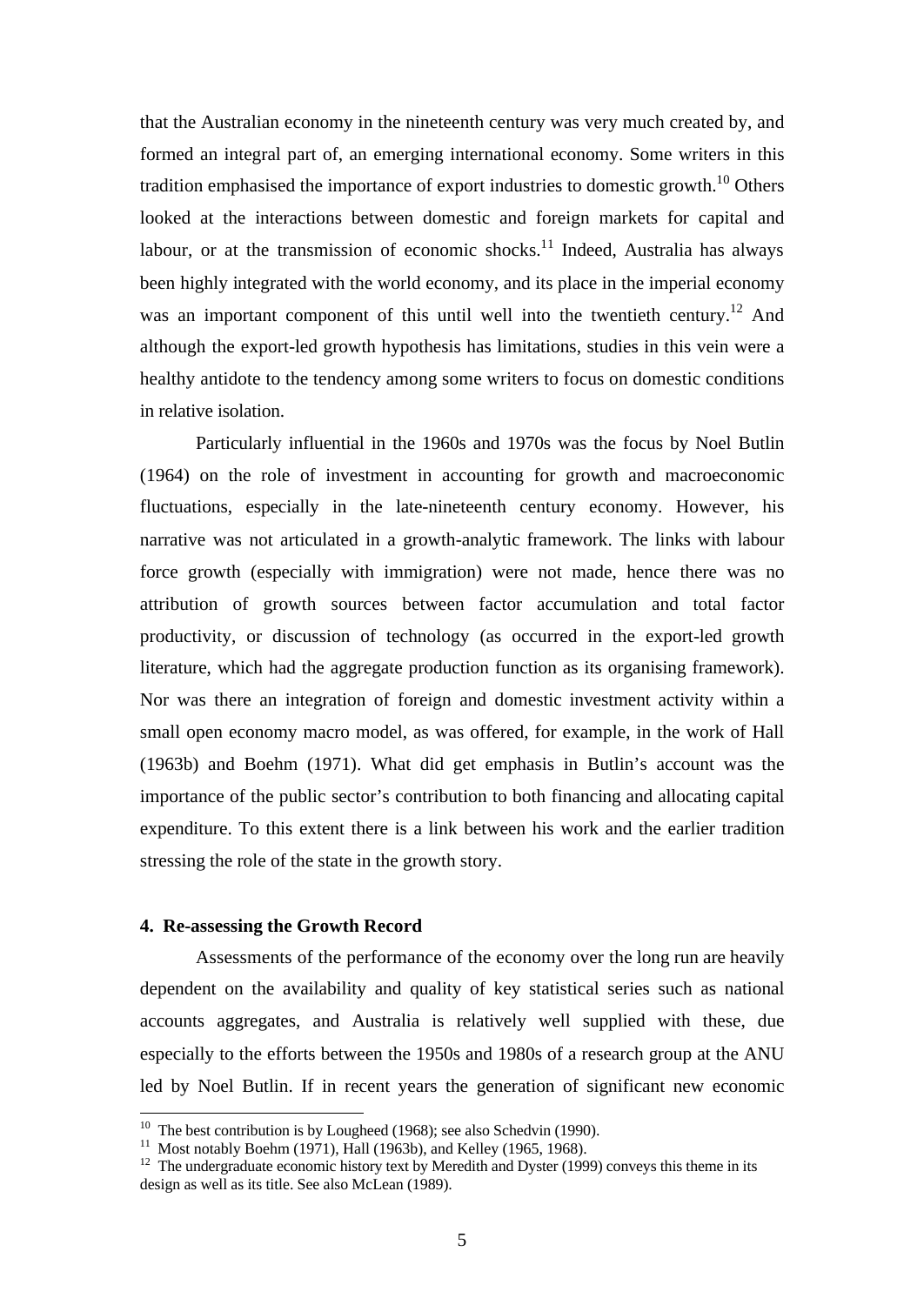that the Australian economy in the nineteenth century was very much created by, and formed an integral part of, an emerging international economy. Some writers in this tradition emphasised the importance of export industries to domestic growth.[10] Others looked at the interactions between domestic and foreign markets for capital and labour, or at the transmission of economic shocks.[11] Indeed, Australia has always been highly integrated with the world economy, and its place in the imperial economy was an important component of this until well into the twentieth century.[12] And although the export-led growth hypothesis has limitations, studies in this vein were a healthy antidote to the tendency among some writers to focus on domestic conditions in relative isolation.

Particularly influential in the 1960s and 1970s was the focus by Noel Butlin (1964) on the role of investment in accounting for growth and macroeconomic fluctuations, especially in the late-nineteenth century economy. However, his narrative was not articulated in a growth-analytic framework. The links with labour force growth (especially with immigration) were not made, hence there was no attribution of growth sources between factor accumulation and total factor productivity, or discussion of technology (as occurred in the export-led growth literature, which had the aggregate production function as its organising framework). Nor was there an integration of foreign and domestic investment activity within a small open economy macro model, as was offered, for example, in the work of Hall (1963b) and Boehm (1971). What did get emphasis in Butlin's account was the importance of the public sector's contribution to both financing and allocating capital expenditure. To this extent there is a link between his work and the earlier tradition stressing the role of the state in the growth story.

#### 4. Re-assessing the Growth Record

Assessments of the performance of the economy over the long run are heavily dependent on the availability and quality of key statistical series such as national accounts aggregates, and Australia is relatively well supplied with these, due especially to the efforts between the 1950s and 1980s of a research group at the ANU led by Noel Butlin. If in recent years the generation of significant new economic

---

[10] The best contribution is by Lougheed (1968); see also Schedvin (1990).

[11] Most notably Boehm (1971), Hall (1963b), and Kelley (1965, 1968).

[12] The undergraduate economic history text by Meredith and Dyster (1999) conveys this theme in its design as well as its title. See also McLean (1989).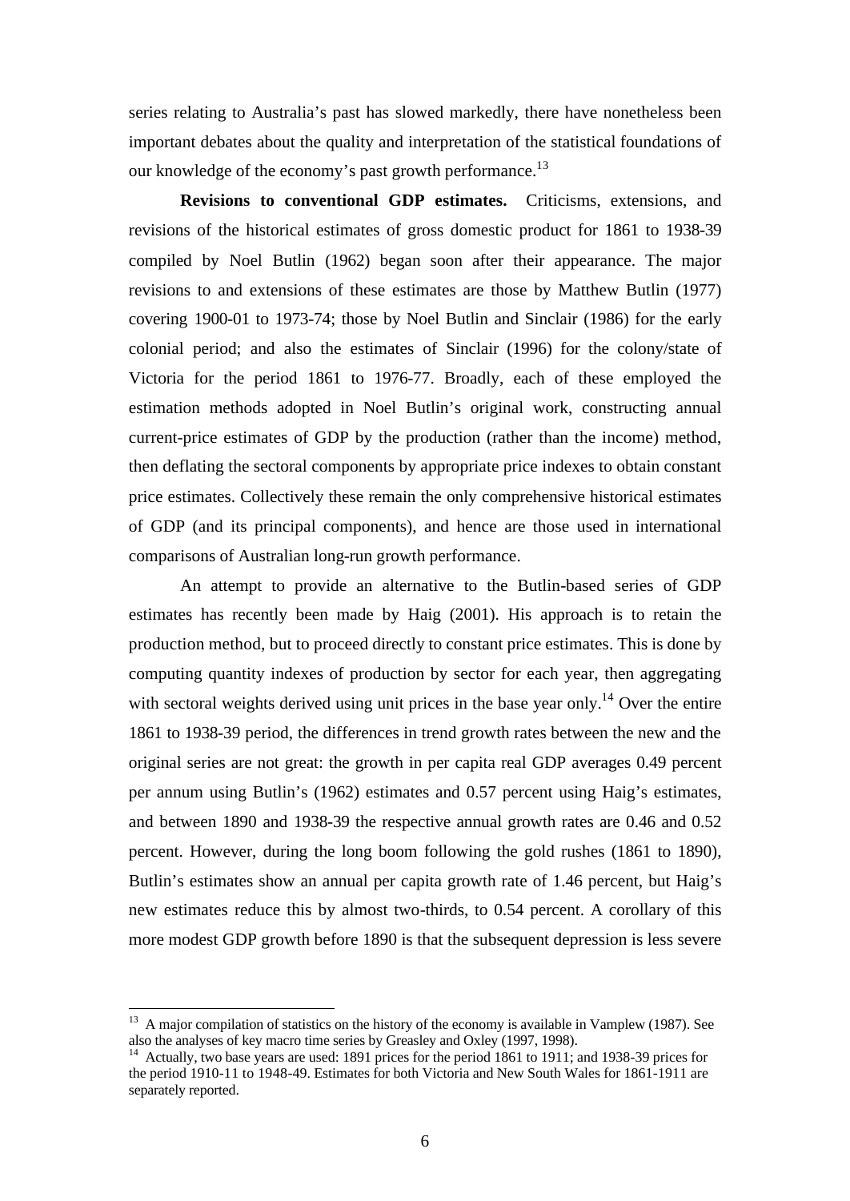series relating to Australia's past has slowed markedly, there have nonetheless been important debates about the quality and interpretation of the statistical foundations of our knowledge of the economy's past growth performance.[13]

**Revisions to conventional GDP estimates.** Criticisms, extensions, and revisions of the historical estimates of gross domestic product for 1861 to 1938-39 compiled by Noel Butlin (1962) began soon after their appearance. The major revisions to and extensions of these estimates are those by Matthew Butlin (1977) covering 1900-01 to 1973-74; those by Noel Butlin and Sinclair (1986) for the early colonial period; and also the estimates of Sinclair (1996) for the colony/state of Victoria for the period 1861 to 1976-77. Broadly, each of these employed the estimation methods adopted in Noel Butlin's original work, constructing annual current-price estimates of GDP by the production (rather than the income) method, then deflating the sectoral components by appropriate price indexes to obtain constant price estimates. Collectively these remain the only comprehensive historical estimates of GDP (and its principal components), and hence are those used in international comparisons of Australian long-run growth performance.

An attempt to provide an alternative to the Butlin-based series of GDP estimates has recently been made by Haig (2001). His approach is to retain the production method, but to proceed directly to constant price estimates. This is done by computing quantity indexes of production by sector for each year, then aggregating with sectoral weights derived using unit prices in the base year only.[14] Over the entire 1861 to 1938-39 period, the differences in trend growth rates between the new and the original series are not great: the growth in per capita real GDP averages 0.49 percent per annum using Butlin's (1962) estimates and 0.57 percent using Haig's estimates, and between 1890 and 1938-39 the respective annual growth rates are 0.46 and 0.52 percent. However, during the long boom following the gold rushes (1861 to 1890), Butlin's estimates show an annual per capita growth rate of 1.46 percent, but Haig's new estimates reduce this by almost two-thirds, to 0.54 percent. A corollary of this more modest GDP growth before 1890 is that the subsequent depression is less severe

---

[13] A major compilation of statistics on the history of the economy is available in Vamplew (1987). See also the analyses of key macro time series by Greasley and Oxley (1997, 1998).

[14] Actually, two base years are used: 1891 prices for the period 1861 to 1911; and 1938-39 prices for the period 1910-11 to 1948-49. Estimates for both Victoria and New South Wales for 1861-1911 are separately reported.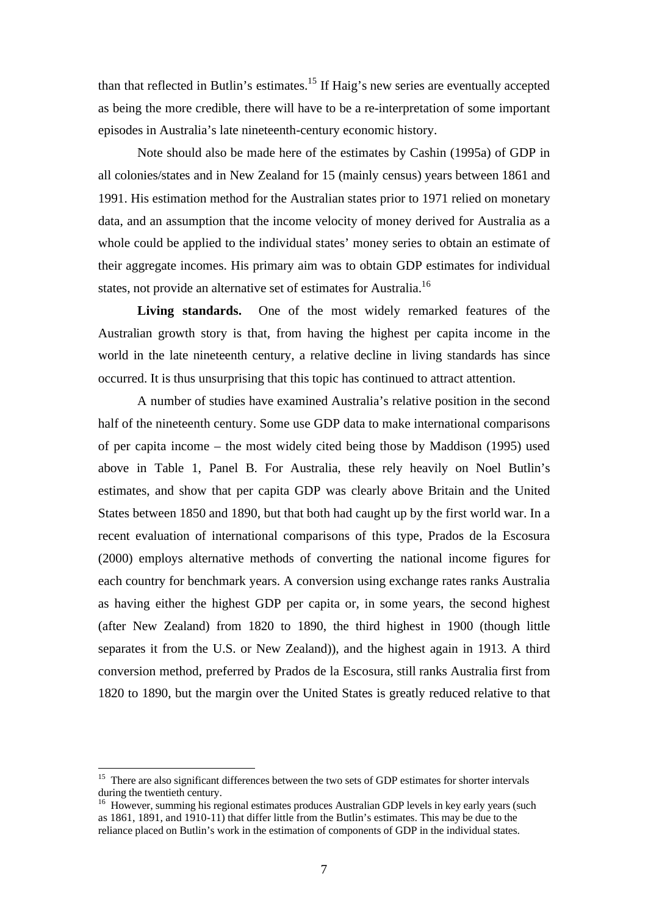than that reflected in Butlin's estimates.[15] If Haig's new series are eventually accepted as being the more credible, there will have to be a re-interpretation of some important episodes in Australia's late nineteenth-century economic history.

Note should also be made here of the estimates by Cashin (1995a) of GDP in all colonies/states and in New Zealand for 15 (mainly census) years between 1861 and 1991. His estimation method for the Australian states prior to 1971 relied on monetary data, and an assumption that the income velocity of money derived for Australia as a whole could be applied to the individual states' money series to obtain an estimate of their aggregate incomes. His primary aim was to obtain GDP estimates for individual states, not provide an alternative set of estimates for Australia.[16]

**Living standards.** One of the most widely remarked features of the Australian growth story is that, from having the highest per capita income in the world in the late nineteenth century, a relative decline in living standards has since occurred. It is thus unsurprising that this topic has continued to attract attention.

A number of studies have examined Australia's relative position in the second half of the nineteenth century. Some use GDP data to make international comparisons of per capita income – the most widely cited being those by Maddison (1995) used above in Table 1, Panel B. For Australia, these rely heavily on Noel Butlin's estimates, and show that per capita GDP was clearly above Britain and the United States between 1850 and 1890, but that both had caught up by the first world war. In a recent evaluation of international comparisons of this type, Prados de la Escosura (2000) employs alternative methods of converting the national income figures for each country for benchmark years. A conversion using exchange rates ranks Australia as having either the highest GDP per capita or, in some years, the second highest (after New Zealand) from 1820 to 1890, the third highest in 1900 (though little separates it from the U.S. or New Zealand)), and the highest again in 1913. A third conversion method, preferred by Prados de la Escosura, still ranks Australia first from 1820 to 1890, but the margin over the United States is greatly reduced relative to that

[15] There are also significant differences between the two sets of GDP estimates for shorter intervals during the twentieth century.

[16] However, summing his regional estimates produces Australian GDP levels in key early years (such as 1861, 1891, and 1910-11) that differ little from the Butlin's estimates. This may be due to the reliance placed on Butlin's work in the estimation of components of GDP in the individual states.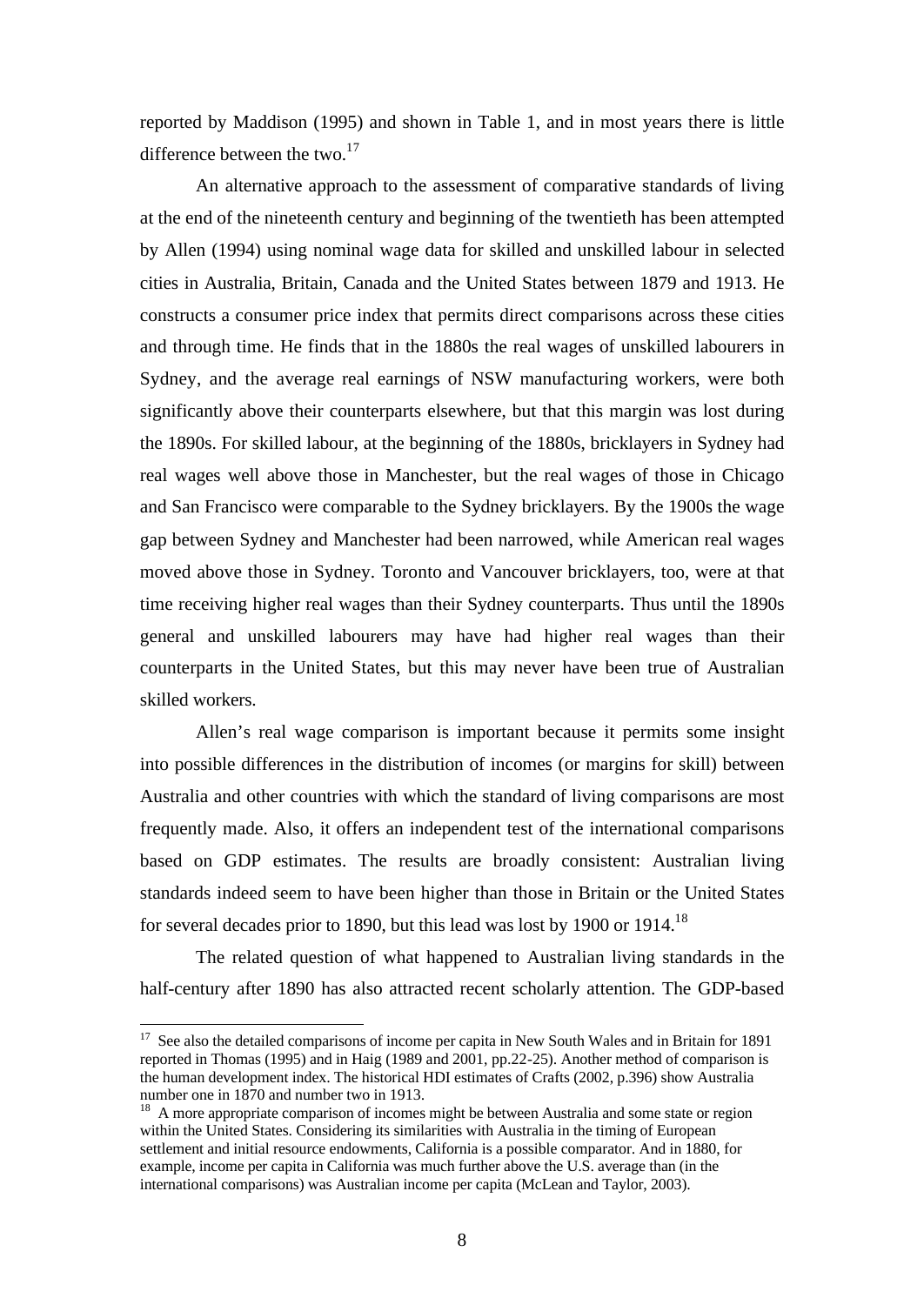reported by Maddison (1995) and shown in Table 1, and in most years there is little difference between the two.[17]

An alternative approach to the assessment of comparative standards of living at the end of the nineteenth century and beginning of the twentieth has been attempted by Allen (1994) using nominal wage data for skilled and unskilled labour in selected cities in Australia, Britain, Canada and the United States between 1879 and 1913. He constructs a consumer price index that permits direct comparisons across these cities and through time. He finds that in the 1880s the real wages of unskilled labourers in Sydney, and the average real earnings of NSW manufacturing workers, were both significantly above their counterparts elsewhere, but that this margin was lost during the 1890s. For skilled labour, at the beginning of the 1880s, bricklayers in Sydney had real wages well above those in Manchester, but the real wages of those in Chicago and San Francisco were comparable to the Sydney bricklayers. By the 1900s the wage gap between Sydney and Manchester had been narrowed, while American real wages moved above those in Sydney. Toronto and Vancouver bricklayers, too, were at that time receiving higher real wages than their Sydney counterparts. Thus until the 1890s general and unskilled labourers may have had higher real wages than their counterparts in the United States, but this may never have been true of Australian skilled workers.

Allen's real wage comparison is important because it permits some insight into possible differences in the distribution of incomes (or margins for skill) between Australia and other countries with which the standard of living comparisons are most frequently made. Also, it offers an independent test of the international comparisons based on GDP estimates. The results are broadly consistent: Australian living standards indeed seem to have been higher than those in Britain or the United States for several decades prior to 1890, but this lead was lost by 1900 or 1914.[18]

The related question of what happened to Australian living standards in the half-century after 1890 has also attracted recent scholarly attention. The GDP-based

---

[17] See also the detailed comparisons of income per capita in New South Wales and in Britain for 1891 reported in Thomas (1995) and in Haig (1989 and 2001, pp.22-25). Another method of comparison is the human development index. The historical HDI estimates of Crafts (2002, p.396) show Australia number one in 1870 and number two in 1913.

[18] A more appropriate comparison of incomes might be between Australia and some state or region within the United States. Considering its similarities with Australia in the timing of European settlement and initial resource endowments, California is a possible comparator. And in 1880, for example, income per capita in California was much further above the U.S. average than (in the international comparisons) was Australian income per capita (McLean and Taylor, 2003).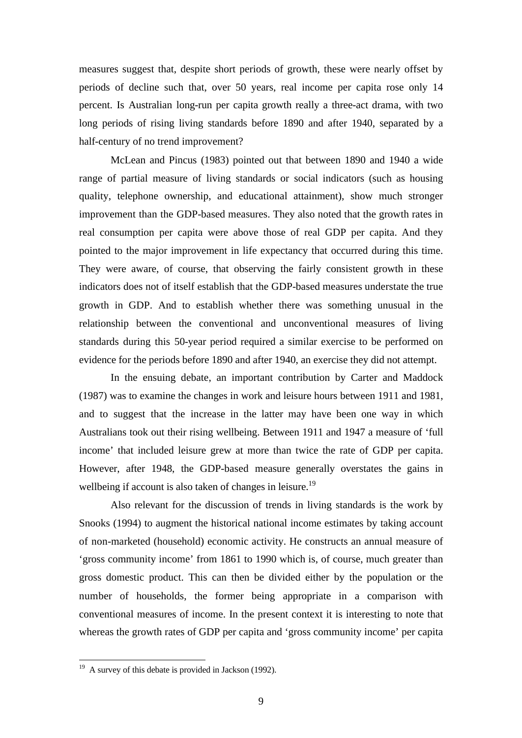measures suggest that, despite short periods of growth, these were nearly offset by periods of decline such that, over 50 years, real income per capita rose only 14 percent. Is Australian long-run per capita growth really a three-act drama, with two long periods of rising living standards before 1890 and after 1940, separated by a half-century of no trend improvement?

McLean and Pincus (1983) pointed out that between 1890 and 1940 a wide range of partial measure of living standards or social indicators (such as housing quality, telephone ownership, and educational attainment), show much stronger improvement than the GDP-based measures. They also noted that the growth rates in real consumption per capita were above those of real GDP per capita. And they pointed to the major improvement in life expectancy that occurred during this time. They were aware, of course, that observing the fairly consistent growth in these indicators does not of itself establish that the GDP-based measures understate the true growth in GDP. And to establish whether there was something unusual in the relationship between the conventional and unconventional measures of living standards during this 50-year period required a similar exercise to be performed on evidence for the periods before 1890 and after 1940, an exercise they did not attempt.

In the ensuing debate, an important contribution by Carter and Maddock (1987) was to examine the changes in work and leisure hours between 1911 and 1981, and to suggest that the increase in the latter may have been one way in which Australians took out their rising wellbeing. Between 1911 and 1947 a measure of 'full income' that included leisure grew at more than twice the rate of GDP per capita. However, after 1948, the GDP-based measure generally overstates the gains in wellbeing if account is also taken of changes in leisure.[19]

Also relevant for the discussion of trends in living standards is the work by Snooks (1994) to augment the historical national income estimates by taking account of non-marketed (household) economic activity. He constructs an annual measure of 'gross community income' from 1861 to 1990 which is, of course, much greater than gross domestic product. This can then be divided either by the population or the number of households, the former being appropriate in a comparison with conventional measures of income. In the present context it is interesting to note that whereas the growth rates of GDP per capita and 'gross community income' per capita

[19] A survey of this debate is provided in Jackson (1992).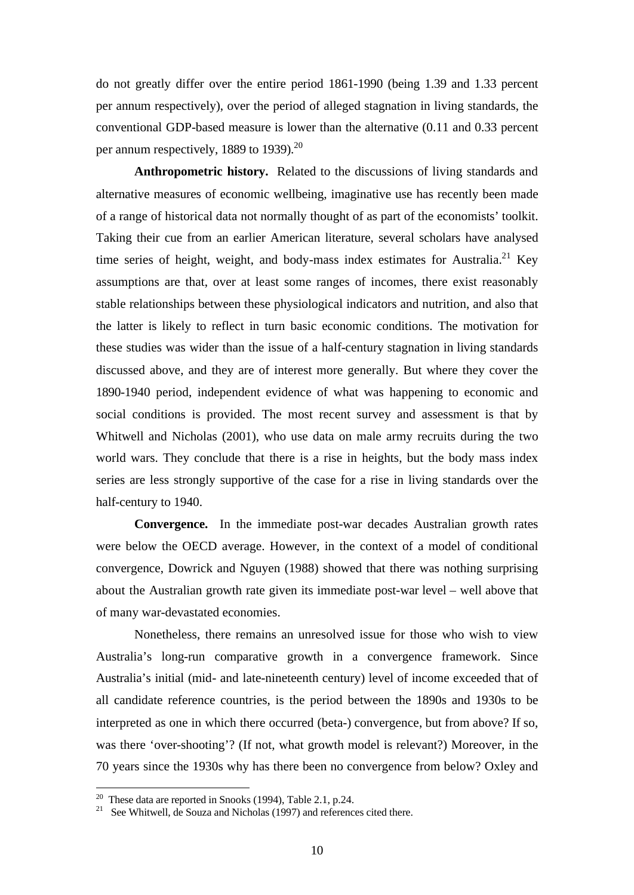do not greatly differ over the entire period 1861-1990 (being 1.39 and 1.33 percent per annum respectively), over the period of alleged stagnation in living standards, the conventional GDP-based measure is lower than the alternative (0.11 and 0.33 percent per annum respectively, 1889 to 1939).[20]

**Anthropometric history.** Related to the discussions of living standards and alternative measures of economic wellbeing, imaginative use has recently been made of a range of historical data not normally thought of as part of the economists' toolkit. Taking their cue from an earlier American literature, several scholars have analysed time series of height, weight, and body-mass index estimates for Australia.[21] Key assumptions are that, over at least some ranges of incomes, there exist reasonably stable relationships between these physiological indicators and nutrition, and also that the latter is likely to reflect in turn basic economic conditions. The motivation for these studies was wider than the issue of a half-century stagnation in living standards discussed above, and they are of interest more generally. But where they cover the 1890-1940 period, independent evidence of what was happening to economic and social conditions is provided. The most recent survey and assessment is that by Whitwell and Nicholas (2001), who use data on male army recruits during the two world wars. They conclude that there is a rise in heights, but the body mass index series are less strongly supportive of the case for a rise in living standards over the half-century to 1940.

**Convergence.** In the immediate post-war decades Australian growth rates were below the OECD average. However, in the context of a model of conditional convergence, Dowrick and Nguyen (1988) showed that there was nothing surprising about the Australian growth rate given its immediate post-war level – well above that of many war-devastated economies.

Nonetheless, there remains an unresolved issue for those who wish to view Australia's long-run comparative growth in a convergence framework. Since Australia's initial (mid- and late-nineteenth century) level of income exceeded that of all candidate reference countries, is the period between the 1890s and 1930s to be interpreted as one in which there occurred (beta-) convergence, but from above? If so, was there 'over-shooting'? (If not, what growth model is relevant?) Moreover, in the 70 years since the 1930s why has there been no convergence from below? Oxley and

[20] These data are reported in Snooks (1994), Table 2.1, p.24.

[21] See Whitwell, de Souza and Nicholas (1997) and references cited there.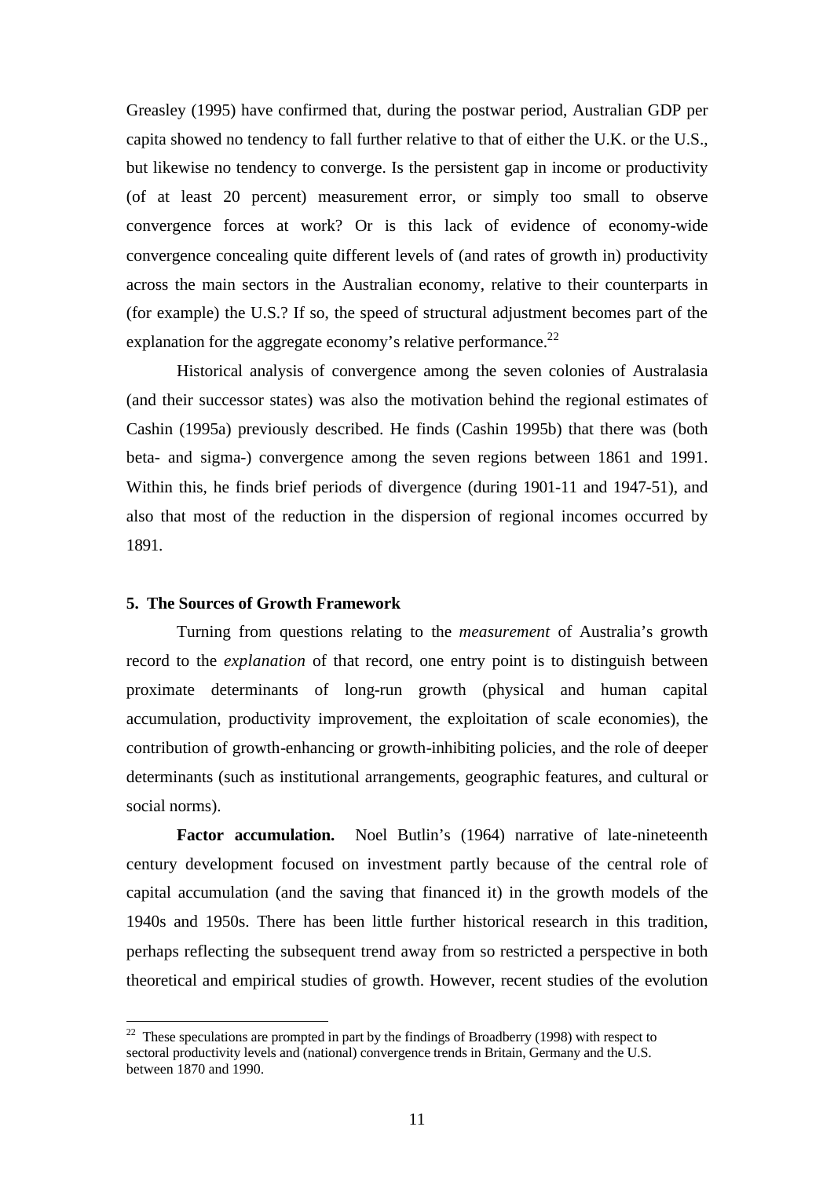Greasley (1995) have confirmed that, during the postwar period, Australian GDP per capita showed no tendency to fall further relative to that of either the U.K. or the U.S., but likewise no tendency to converge. Is the persistent gap in income or productivity (of at least 20 percent) measurement error, or simply too small to observe convergence forces at work? Or is this lack of evidence of economy-wide convergence concealing quite different levels of (and rates of growth in) productivity across the main sectors in the Australian economy, relative to their counterparts in (for example) the U.S.? If so, the speed of structural adjustment becomes part of the explanation for the aggregate economy's relative performance.[22]

Historical analysis of convergence among the seven colonies of Australasia (and their successor states) was also the motivation behind the regional estimates of Cashin (1995a) previously described. He finds (Cashin 1995b) that there was (both beta- and sigma-) convergence among the seven regions between 1861 and 1991. Within this, he finds brief periods of divergence (during 1901-11 and 1947-51), and also that most of the reduction in the dispersion of regional incomes occurred by 1891.

## 5. The Sources of Growth Framework

Turning from questions relating to the *measurement* of Australia's growth record to the *explanation* of that record, one entry point is to distinguish between proximate determinants of long-run growth (physical and human capital accumulation, productivity improvement, the exploitation of scale economies), the contribution of growth-enhancing or growth-inhibiting policies, and the role of deeper determinants (such as institutional arrangements, geographic features, and cultural or social norms).

**Factor accumulation.** Noel Butlin's (1964) narrative of late-nineteenth century development focused on investment partly because of the central role of capital accumulation (and the saving that financed it) in the growth models of the 1940s and 1950s. There has been little further historical research in this tradition, perhaps reflecting the subsequent trend away from so restricted a perspective in both theoretical and empirical studies of growth. However, recent studies of the evolution

---

[22] These speculations are prompted in part by the findings of Broadberry (1998) with respect to sectoral productivity levels and (national) convergence trends in Britain, Germany and the U.S. between 1870 and 1990.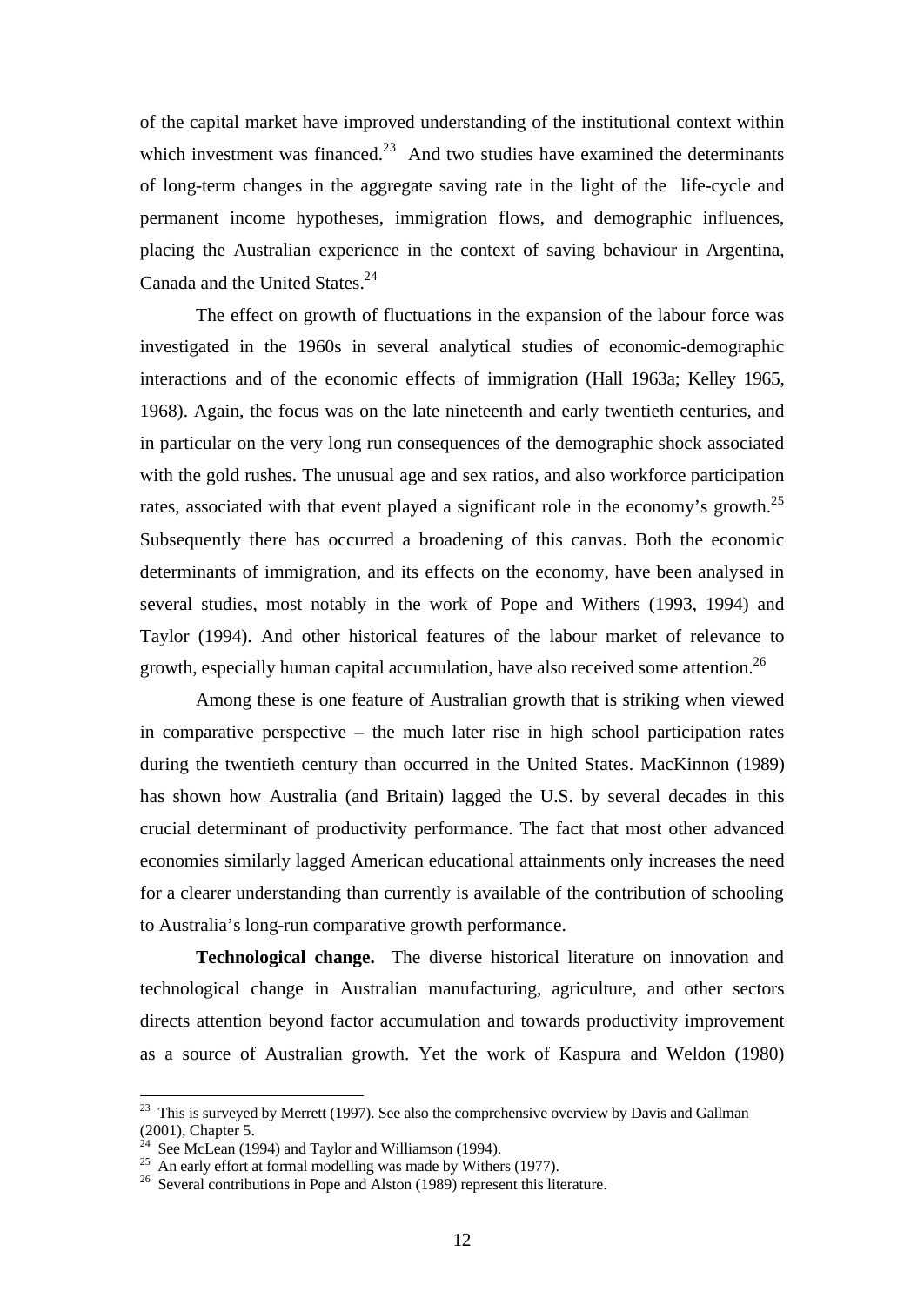of the capital market have improved understanding of the institutional context within which investment was financed.[23] And two studies have examined the determinants of long-term changes in the aggregate saving rate in the light of the life-cycle and permanent income hypotheses, immigration flows, and demographic influences, placing the Australian experience in the context of saving behaviour in Argentina, Canada and the United States.[24]

The effect on growth of fluctuations in the expansion of the labour force was investigated in the 1960s in several analytical studies of economic-demographic interactions and of the economic effects of immigration (Hall 1963a; Kelley 1965, 1968). Again, the focus was on the late nineteenth and early twentieth centuries, and in particular on the very long run consequences of the demographic shock associated with the gold rushes. The unusual age and sex ratios, and also workforce participation rates, associated with that event played a significant role in the economy's growth.[25] Subsequently there has occurred a broadening of this canvas. Both the economic determinants of immigration, and its effects on the economy, have been analysed in several studies, most notably in the work of Pope and Withers (1993, 1994) and Taylor (1994). And other historical features of the labour market of relevance to growth, especially human capital accumulation, have also received some attention.[26]

Among these is one feature of Australian growth that is striking when viewed in comparative perspective – the much later rise in high school participation rates during the twentieth century than occurred in the United States. MacKinnon (1989) has shown how Australia (and Britain) lagged the U.S. by several decades in this crucial determinant of productivity performance. The fact that most other advanced economies similarly lagged American educational attainments only increases the need for a clearer understanding than currently is available of the contribution of schooling to Australia's long-run comparative growth performance.

**Technological change.** The diverse historical literature on innovation and technological change in Australian manufacturing, agriculture, and other sectors directs attention beyond factor accumulation and towards productivity improvement as a source of Australian growth. Yet the work of Kaspura and Weldon (1980)

---

[23] This is surveyed by Merrett (1997). See also the comprehensive overview by Davis and Gallman (2001), Chapter 5.

[24] See McLean (1994) and Taylor and Williamson (1994).

[25] An early effort at formal modelling was made by Withers (1977).

[26] Several contributions in Pope and Alston (1989) represent this literature.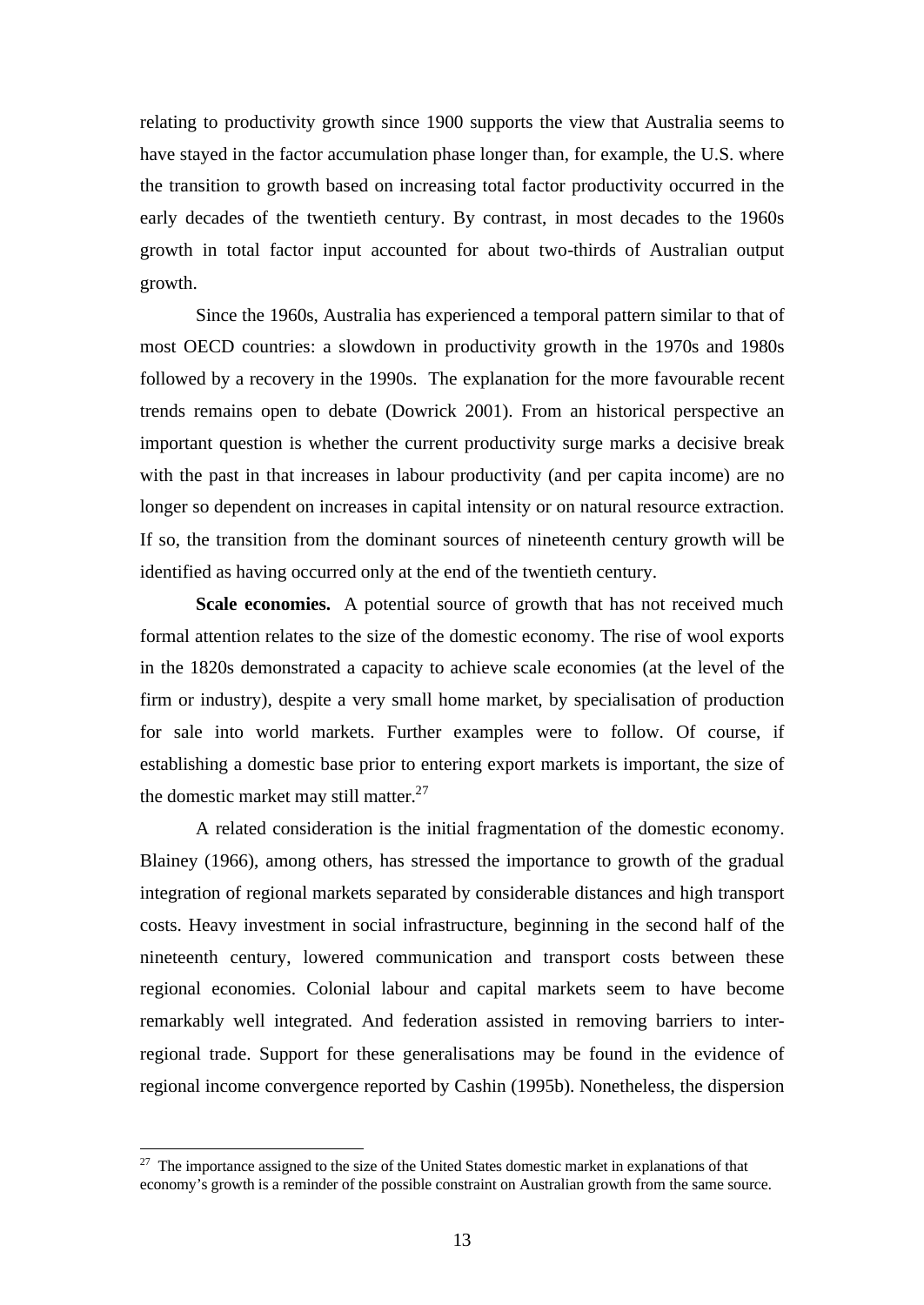relating to productivity growth since 1900 supports the view that Australia seems to have stayed in the factor accumulation phase longer than, for example, the U.S. where the transition to growth based on increasing total factor productivity occurred in the early decades of the twentieth century. By contrast, in most decades to the 1960s growth in total factor input accounted for about two-thirds of Australian output growth.

Since the 1960s, Australia has experienced a temporal pattern similar to that of most OECD countries: a slowdown in productivity growth in the 1970s and 1980s followed by a recovery in the 1990s. The explanation for the more favourable recent trends remains open to debate (Dowrick 2001). From an historical perspective an important question is whether the current productivity surge marks a decisive break with the past in that increases in labour productivity (and per capita income) are no longer so dependent on increases in capital intensity or on natural resource extraction. If so, the transition from the dominant sources of nineteenth century growth will be identified as having occurred only at the end of the twentieth century.

**Scale economies.** A potential source of growth that has not received much formal attention relates to the size of the domestic economy. The rise of wool exports in the 1820s demonstrated a capacity to achieve scale economies (at the level of the firm or industry), despite a very small home market, by specialisation of production for sale into world markets. Further examples were to follow. Of course, if establishing a domestic base prior to entering export markets is important, the size of the domestic market may still matter.[27]

A related consideration is the initial fragmentation of the domestic economy. Blainey (1966), among others, has stressed the importance to growth of the gradual integration of regional markets separated by considerable distances and high transport costs. Heavy investment in social infrastructure, beginning in the second half of the nineteenth century, lowered communication and transport costs between these regional economies. Colonial labour and capital markets seem to have become remarkably well integrated. And federation assisted in removing barriers to inter-regional trade. Support for these generalisations may be found in the evidence of regional income convergence reported by Cashin (1995b). Nonetheless, the dispersion

[27] The importance assigned to the size of the United States domestic market in explanations of that economy's growth is a reminder of the possible constraint on Australian growth from the same source.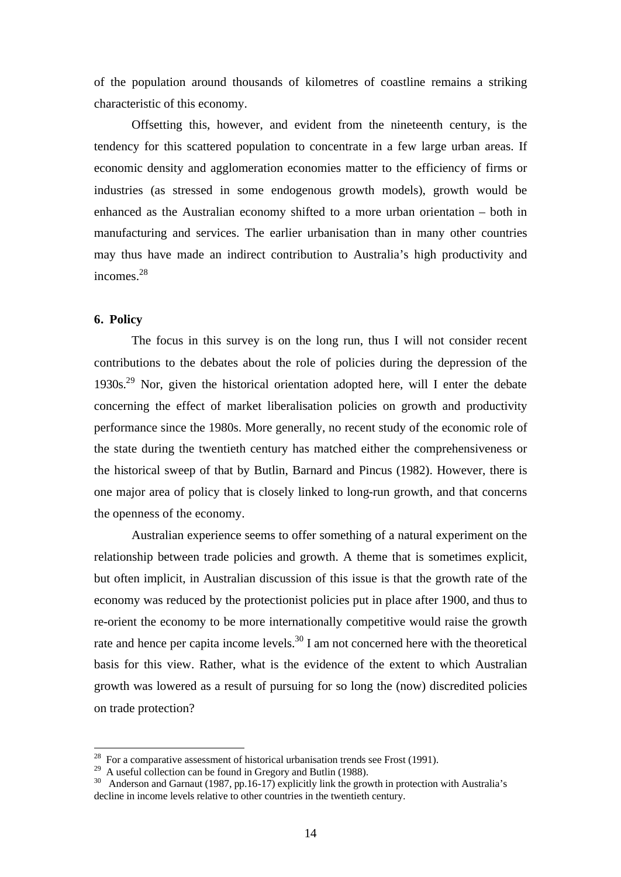of the population around thousands of kilometres of coastline remains a striking characteristic of this economy.

Offsetting this, however, and evident from the nineteenth century, is the tendency for this scattered population to concentrate in a few large urban areas. If economic density and agglomeration economies matter to the efficiency of firms or industries (as stressed in some endogenous growth models), growth would be enhanced as the Australian economy shifted to a more urban orientation – both in manufacturing and services. The earlier urbanisation than in many other countries may thus have made an indirect contribution to Australia's high productivity and incomes.[28]

## 6. Policy

The focus in this survey is on the long run, thus I will not consider recent contributions to the debates about the role of policies during the depression of the 1930s.[29] Nor, given the historical orientation adopted here, will I enter the debate concerning the effect of market liberalisation policies on growth and productivity performance since the 1980s. More generally, no recent study of the economic role of the state during the twentieth century has matched either the comprehensiveness or the historical sweep of that by Butlin, Barnard and Pincus (1982). However, there is one major area of policy that is closely linked to long-run growth, and that concerns the openness of the economy.

Australian experience seems to offer something of a natural experiment on the relationship between trade policies and growth. A theme that is sometimes explicit, but often implicit, in Australian discussion of this issue is that the growth rate of the economy was reduced by the protectionist policies put in place after 1900, and thus to re-orient the economy to be more internationally competitive would raise the growth rate and hence per capita income levels.[30] I am not concerned here with the theoretical basis for this view. Rather, what is the evidence of the extent to which Australian growth was lowered as a result of pursuing for so long the (now) discredited policies on trade protection?

---

[28] For a comparative assessment of historical urbanisation trends see Frost (1991).

[29] A useful collection can be found in Gregory and Butlin (1988).

[30] Anderson and Garnaut (1987, pp.16-17) explicitly link the growth in protection with Australia's decline in income levels relative to other countries in the twentieth century.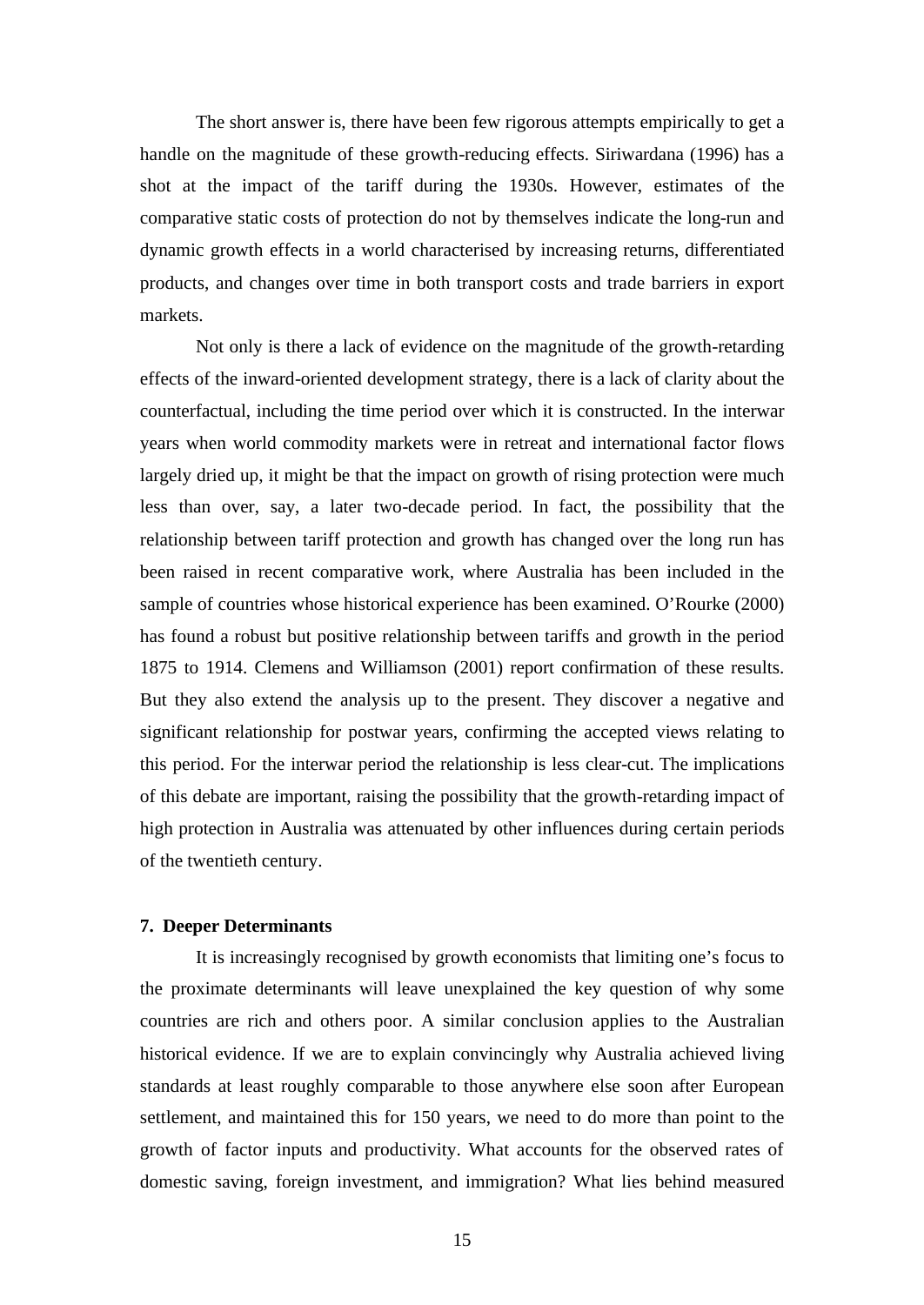The short answer is, there have been few rigorous attempts empirically to get a handle on the magnitude of these growth-reducing effects. Siriwardana (1996) has a shot at the impact of the tariff during the 1930s. However, estimates of the comparative static costs of protection do not by themselves indicate the long-run and dynamic growth effects in a world characterised by increasing returns, differentiated products, and changes over time in both transport costs and trade barriers in export markets.

Not only is there a lack of evidence on the magnitude of the growth-retarding effects of the inward-oriented development strategy, there is a lack of clarity about the counterfactual, including the time period over which it is constructed. In the interwar years when world commodity markets were in retreat and international factor flows largely dried up, it might be that the impact on growth of rising protection were much less than over, say, a later two-decade period. In fact, the possibility that the relationship between tariff protection and growth has changed over the long run has been raised in recent comparative work, where Australia has been included in the sample of countries whose historical experience has been examined. O'Rourke (2000) has found a robust but positive relationship between tariffs and growth in the period 1875 to 1914. Clemens and Williamson (2001) report confirmation of these results. But they also extend the analysis up to the present. They discover a negative and significant relationship for postwar years, confirming the accepted views relating to this period. For the interwar period the relationship is less clear-cut. The implications of this debate are important, raising the possibility that the growth-retarding impact of high protection in Australia was attenuated by other influences during certain periods of the twentieth century.

## 7. Deeper Determinants

It is increasingly recognised by growth economists that limiting one's focus to the proximate determinants will leave unexplained the key question of why some countries are rich and others poor. A similar conclusion applies to the Australian historical evidence. If we are to explain convincingly why Australia achieved living standards at least roughly comparable to those anywhere else soon after European settlement, and maintained this for 150 years, we need to do more than point to the growth of factor inputs and productivity. What accounts for the observed rates of domestic saving, foreign investment, and immigration? What lies behind measured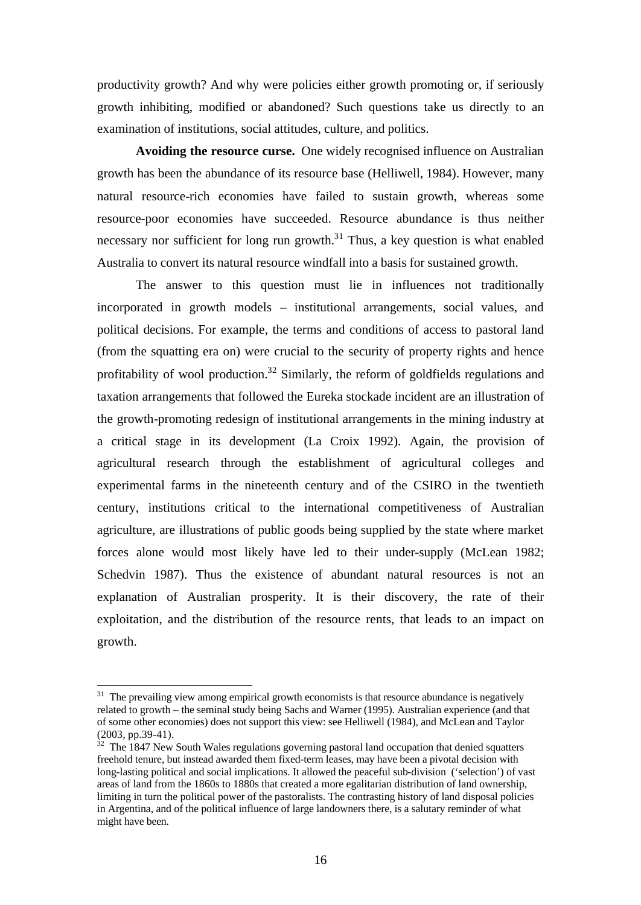productivity growth? And why were policies either growth promoting or, if seriously growth inhibiting, modified or abandoned? Such questions take us directly to an examination of institutions, social attitudes, culture, and politics.

**Avoiding the resource curse.** One widely recognised influence on Australian growth has been the abundance of its resource base (Helliwell, 1984). However, many natural resource-rich economies have failed to sustain growth, whereas some resource-poor economies have succeeded. Resource abundance is thus neither necessary nor sufficient for long run growth.[31] Thus, a key question is what enabled Australia to convert its natural resource windfall into a basis for sustained growth.

The answer to this question must lie in influences not traditionally incorporated in growth models – institutional arrangements, social values, and political decisions. For example, the terms and conditions of access to pastoral land (from the squatting era on) were crucial to the security of property rights and hence profitability of wool production.[32] Similarly, the reform of goldfields regulations and taxation arrangements that followed the Eureka stockade incident are an illustration of the growth-promoting redesign of institutional arrangements in the mining industry at a critical stage in its development (La Croix 1992). Again, the provision of agricultural research through the establishment of agricultural colleges and experimental farms in the nineteenth century and of the CSIRO in the twentieth century, institutions critical to the international competitiveness of Australian agriculture, are illustrations of public goods being supplied by the state where market forces alone would most likely have led to their under-supply (McLean 1982; Schedvin 1987). Thus the existence of abundant natural resources is not an explanation of Australian prosperity. It is their discovery, the rate of their exploitation, and the distribution of the resource rents, that leads to an impact on growth.

[31] The prevailing view among empirical growth economists is that resource abundance is negatively related to growth – the seminal study being Sachs and Warner (1995). Australian experience (and that of some other economies) does not support this view: see Helliwell (1984), and McLean and Taylor (2003, pp.39-41).

[32] The 1847 New South Wales regulations governing pastoral land occupation that denied squatters freehold tenure, but instead awarded them fixed-term leases, may have been a pivotal decision with long-lasting political and social implications. It allowed the peaceful sub-division ('selection') of vast areas of land from the 1860s to 1880s that created a more egalitarian distribution of land ownership, limiting in turn the political power of the pastoralists. The contrasting history of land disposal policies in Argentina, and of the political influence of large landowners there, is a salutary reminder of what might have been.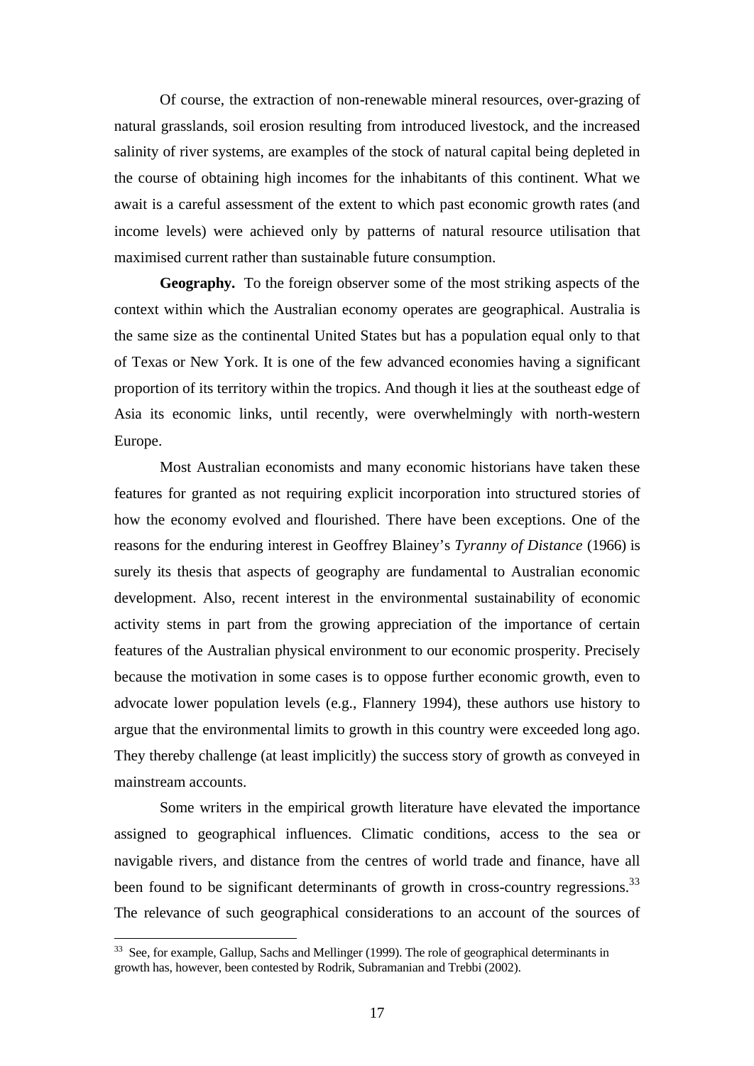Of course, the extraction of non-renewable mineral resources, over-grazing of natural grasslands, soil erosion resulting from introduced livestock, and the increased salinity of river systems, are examples of the stock of natural capital being depleted in the course of obtaining high incomes for the inhabitants of this continent. What we await is a careful assessment of the extent to which past economic growth rates (and income levels) were achieved only by patterns of natural resource utilisation that maximised current rather than sustainable future consumption.

**Geography.** To the foreign observer some of the most striking aspects of the context within which the Australian economy operates are geographical. Australia is the same size as the continental United States but has a population equal only to that of Texas or New York. It is one of the few advanced economies having a significant proportion of its territory within the tropics. And though it lies at the southeast edge of Asia its economic links, until recently, were overwhelmingly with north-western Europe.

Most Australian economists and many economic historians have taken these features for granted as not requiring explicit incorporation into structured stories of how the economy evolved and flourished. There have been exceptions. One of the reasons for the enduring interest in Geoffrey Blainey's *Tyranny of Distance* (1966) is surely its thesis that aspects of geography are fundamental to Australian economic development. Also, recent interest in the environmental sustainability of economic activity stems in part from the growing appreciation of the importance of certain features of the Australian physical environment to our economic prosperity. Precisely because the motivation in some cases is to oppose further economic growth, even to advocate lower population levels (e.g., Flannery 1994), these authors use history to argue that the environmental limits to growth in this country were exceeded long ago. They thereby challenge (at least implicitly) the success story of growth as conveyed in mainstream accounts.

Some writers in the empirical growth literature have elevated the importance assigned to geographical influences. Climatic conditions, access to the sea or navigable rivers, and distance from the centres of world trade and finance, have all been found to be significant determinants of growth in cross-country regressions.[33] The relevance of such geographical considerations to an account of the sources of

[33] See, for example, Gallup, Sachs and Mellinger (1999). The role of geographical determinants in growth has, however, been contested by Rodrik, Subramanian and Trebbi (2002).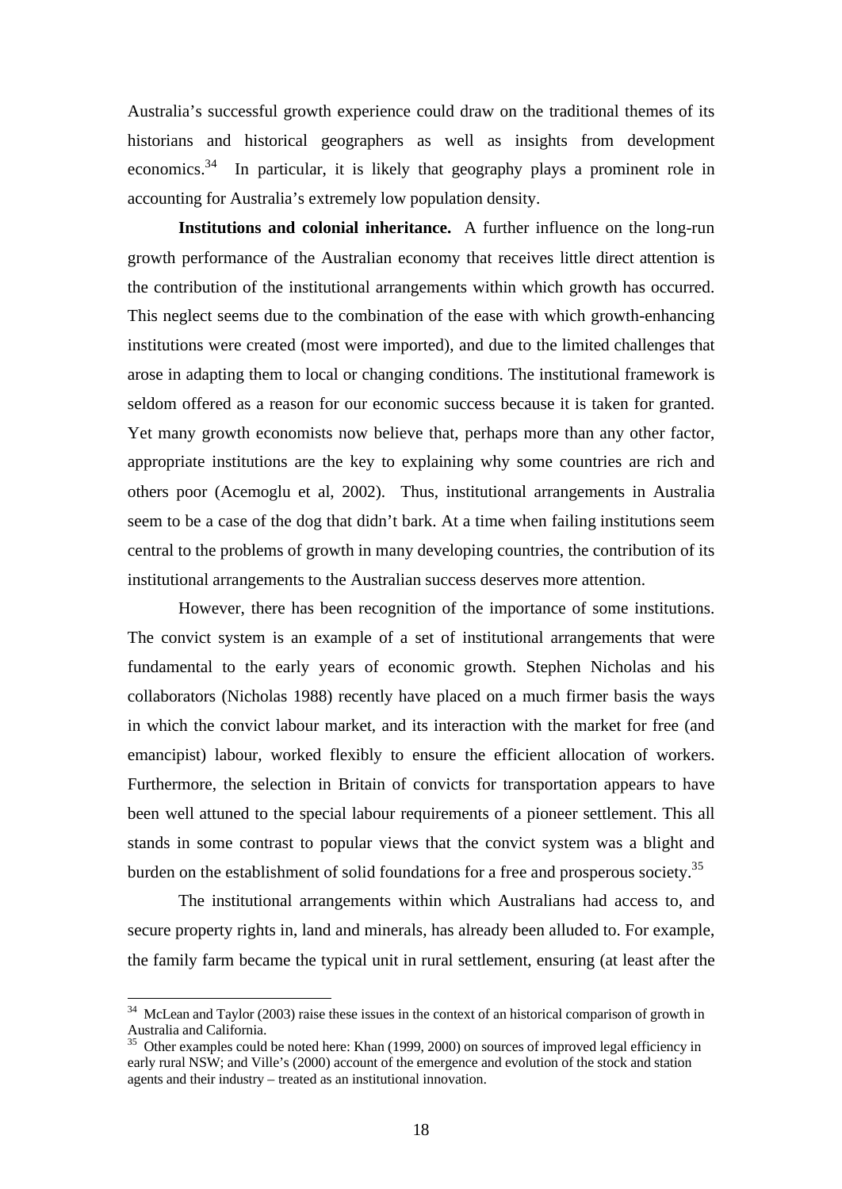Australia's successful growth experience could draw on the traditional themes of its historians and historical geographers as well as insights from development economics.[34] In particular, it is likely that geography plays a prominent role in accounting for Australia's extremely low population density.

**Institutions and colonial inheritance.** A further influence on the long-run growth performance of the Australian economy that receives little direct attention is the contribution of the institutional arrangements within which growth has occurred. This neglect seems due to the combination of the ease with which growth-enhancing institutions were created (most were imported), and due to the limited challenges that arose in adapting them to local or changing conditions. The institutional framework is seldom offered as a reason for our economic success because it is taken for granted. Yet many growth economists now believe that, perhaps more than any other factor, appropriate institutions are the key to explaining why some countries are rich and others poor (Acemoglu et al, 2002). Thus, institutional arrangements in Australia seem to be a case of the dog that didn't bark. At a time when failing institutions seem central to the problems of growth in many developing countries, the contribution of its institutional arrangements to the Australian success deserves more attention.

However, there has been recognition of the importance of some institutions. The convict system is an example of a set of institutional arrangements that were fundamental to the early years of economic growth. Stephen Nicholas and his collaborators (Nicholas 1988) recently have placed on a much firmer basis the ways in which the convict labour market, and its interaction with the market for free (and emancipist) labour, worked flexibly to ensure the efficient allocation of workers. Furthermore, the selection in Britain of convicts for transportation appears to have been well attuned to the special labour requirements of a pioneer settlement. This all stands in some contrast to popular views that the convict system was a blight and burden on the establishment of solid foundations for a free and prosperous society.[35]

The institutional arrangements within which Australians had access to, and secure property rights in, land and minerals, has already been alluded to. For example, the family farm became the typical unit in rural settlement, ensuring (at least after the

---

[34] McLean and Taylor (2003) raise these issues in the context of an historical comparison of growth in Australia and California.

[35] Other examples could be noted here: Khan (1999, 2000) on sources of improved legal efficiency in early rural NSW; and Ville's (2000) account of the emergence and evolution of the stock and station agents and their industry – treated as an institutional innovation.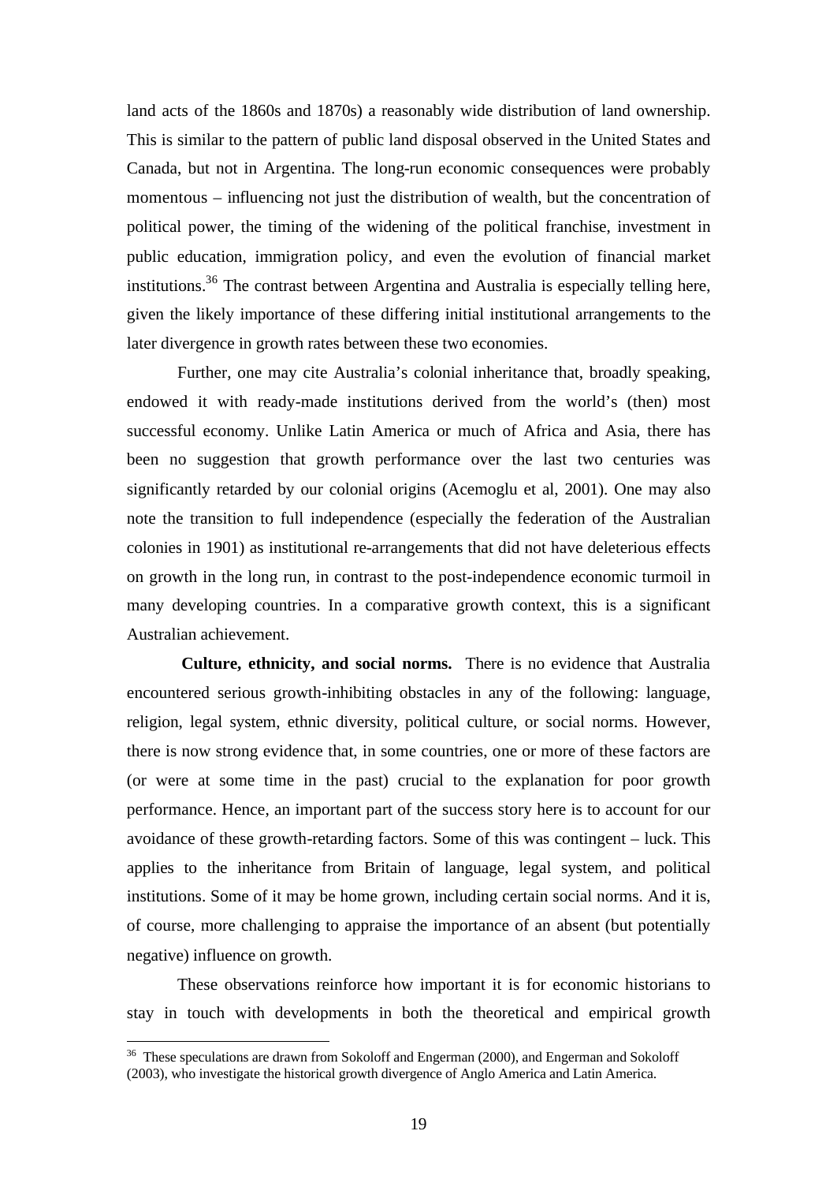land acts of the 1860s and 1870s) a reasonably wide distribution of land ownership. This is similar to the pattern of public land disposal observed in the United States and Canada, but not in Argentina. The long-run economic consequences were probably momentous – influencing not just the distribution of wealth, but the concentration of political power, the timing of the widening of the political franchise, investment in public education, immigration policy, and even the evolution of financial market institutions.[36] The contrast between Argentina and Australia is especially telling here, given the likely importance of these differing initial institutional arrangements to the later divergence in growth rates between these two economies.

Further, one may cite Australia's colonial inheritance that, broadly speaking, endowed it with ready-made institutions derived from the world's (then) most successful economy. Unlike Latin America or much of Africa and Asia, there has been no suggestion that growth performance over the last two centuries was significantly retarded by our colonial origins (Acemoglu et al, 2001). One may also note the transition to full independence (especially the federation of the Australian colonies in 1901) as institutional re-arrangements that did not have deleterious effects on growth in the long run, in contrast to the post-independence economic turmoil in many developing countries. In a comparative growth context, this is a significant Australian achievement.

**Culture, ethnicity, and social norms.** There is no evidence that Australia encountered serious growth-inhibiting obstacles in any of the following: language, religion, legal system, ethnic diversity, political culture, or social norms. However, there is now strong evidence that, in some countries, one or more of these factors are (or were at some time in the past) crucial to the explanation for poor growth performance. Hence, an important part of the success story here is to account for our avoidance of these growth-retarding factors. Some of this was contingent – luck. This applies to the inheritance from Britain of language, legal system, and political institutions. Some of it may be home grown, including certain social norms. And it is, of course, more challenging to appraise the importance of an absent (but potentially negative) influence on growth.

These observations reinforce how important it is for economic historians to stay in touch with developments in both the theoretical and empirical growth

[36] These speculations are drawn from Sokoloff and Engerman (2000), and Engerman and Sokoloff (2003), who investigate the historical growth divergence of Anglo America and Latin America.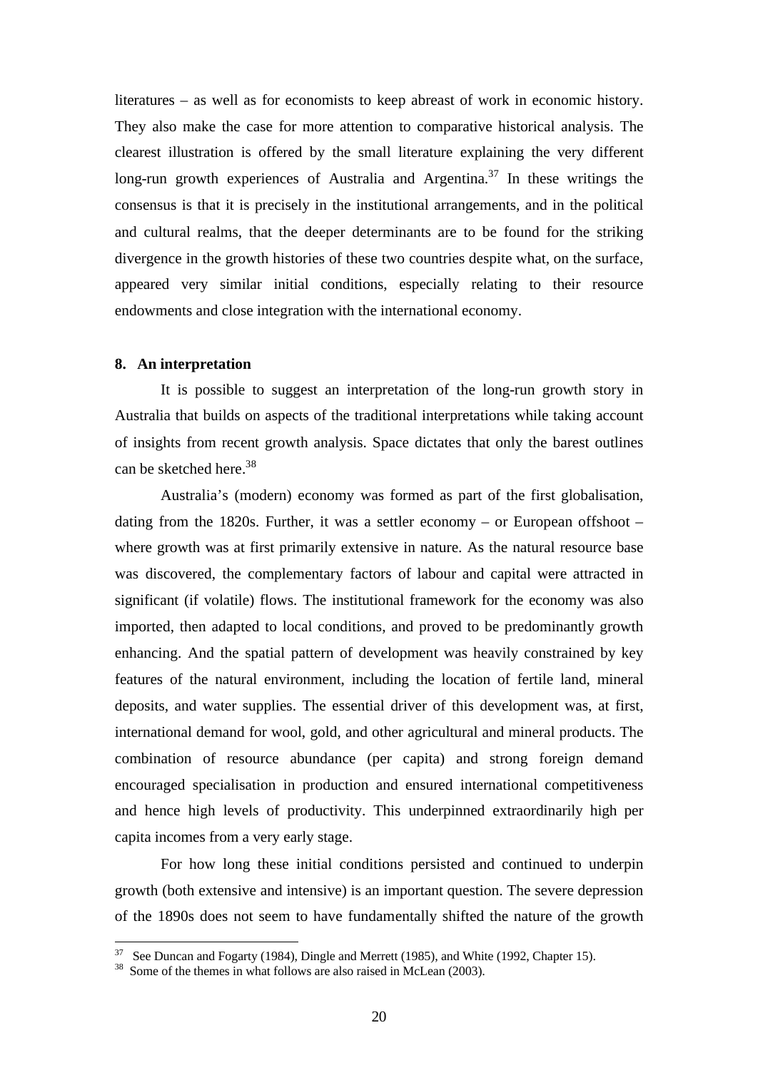literatures – as well as for economists to keep abreast of work in economic history. They also make the case for more attention to comparative historical analysis. The clearest illustration is offered by the small literature explaining the very different long-run growth experiences of Australia and Argentina.[37] In these writings the consensus is that it is precisely in the institutional arrangements, and in the political and cultural realms, that the deeper determinants are to be found for the striking divergence in the growth histories of these two countries despite what, on the surface, appeared very similar initial conditions, especially relating to their resource endowments and close integration with the international economy.

## 8. An interpretation

It is possible to suggest an interpretation of the long-run growth story in Australia that builds on aspects of the traditional interpretations while taking account of insights from recent growth analysis. Space dictates that only the barest outlines can be sketched here.[38]

Australia's (modern) economy was formed as part of the first globalisation, dating from the 1820s. Further, it was a settler economy – or European offshoot – where growth was at first primarily extensive in nature. As the natural resource base was discovered, the complementary factors of labour and capital were attracted in significant (if volatile) flows. The institutional framework for the economy was also imported, then adapted to local conditions, and proved to be predominantly growth enhancing. And the spatial pattern of development was heavily constrained by key features of the natural environment, including the location of fertile land, mineral deposits, and water supplies. The essential driver of this development was, at first, international demand for wool, gold, and other agricultural and mineral products. The combination of resource abundance (per capita) and strong foreign demand encouraged specialisation in production and ensured international competitiveness and hence high levels of productivity. This underpinned extraordinarily high per capita incomes from a very early stage.

For how long these initial conditions persisted and continued to underpin growth (both extensive and intensive) is an important question. The severe depression of the 1890s does not seem to have fundamentally shifted the nature of the growth

---

[37] See Duncan and Fogarty (1984), Dingle and Merrett (1985), and White (1992, Chapter 15).

[38] Some of the themes in what follows are also raised in McLean (2003).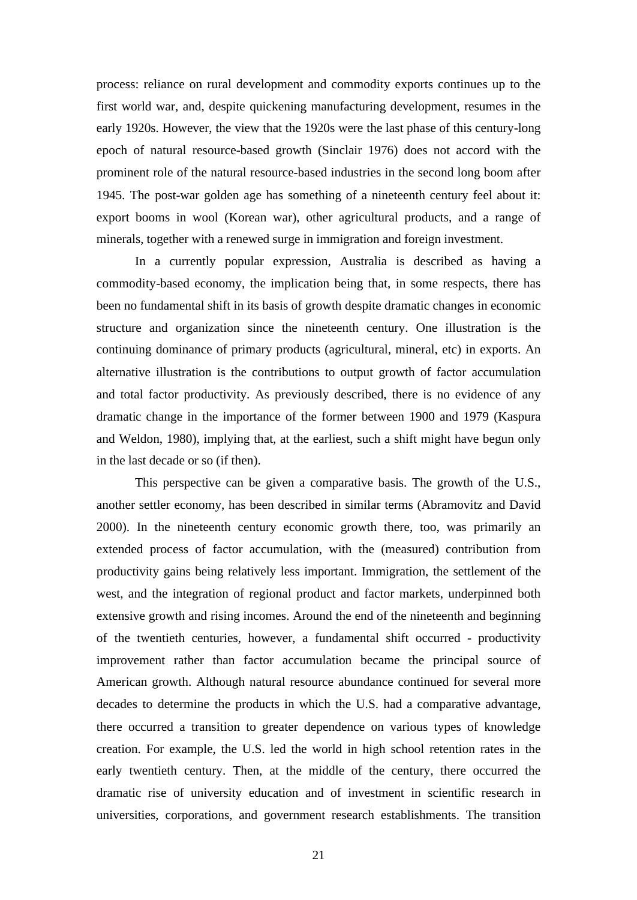process: reliance on rural development and commodity exports continues up to the first world war, and, despite quickening manufacturing development, resumes in the early 1920s. However, the view that the 1920s were the last phase of this century-long epoch of natural resource-based growth (Sinclair 1976) does not accord with the prominent role of the natural resource-based industries in the second long boom after 1945. The post-war golden age has something of a nineteenth century feel about it: export booms in wool (Korean war), other agricultural products, and a range of minerals, together with a renewed surge in immigration and foreign investment.

In a currently popular expression, Australia is described as having a commodity-based economy, the implication being that, in some respects, there has been no fundamental shift in its basis of growth despite dramatic changes in economic structure and organization since the nineteenth century. One illustration is the continuing dominance of primary products (agricultural, mineral, etc) in exports. An alternative illustration is the contributions to output growth of factor accumulation and total factor productivity. As previously described, there is no evidence of any dramatic change in the importance of the former between 1900 and 1979 (Kaspura and Weldon, 1980), implying that, at the earliest, such a shift might have begun only in the last decade or so (if then).

This perspective can be given a comparative basis. The growth of the U.S., another settler economy, has been described in similar terms (Abramovitz and David 2000). In the nineteenth century economic growth there, too, was primarily an extended process of factor accumulation, with the (measured) contribution from productivity gains being relatively less important. Immigration, the settlement of the west, and the integration of regional product and factor markets, underpinned both extensive growth and rising incomes. Around the end of the nineteenth and beginning of the twentieth centuries, however, a fundamental shift occurred - productivity improvement rather than factor accumulation became the principal source of American growth. Although natural resource abundance continued for several more decades to determine the products in which the U.S. had a comparative advantage, there occurred a transition to greater dependence on various types of knowledge creation. For example, the U.S. led the world in high school retention rates in the early twentieth century. Then, at the middle of the century, there occurred the dramatic rise of university education and of investment in scientific research in universities, corporations, and government research establishments. The transition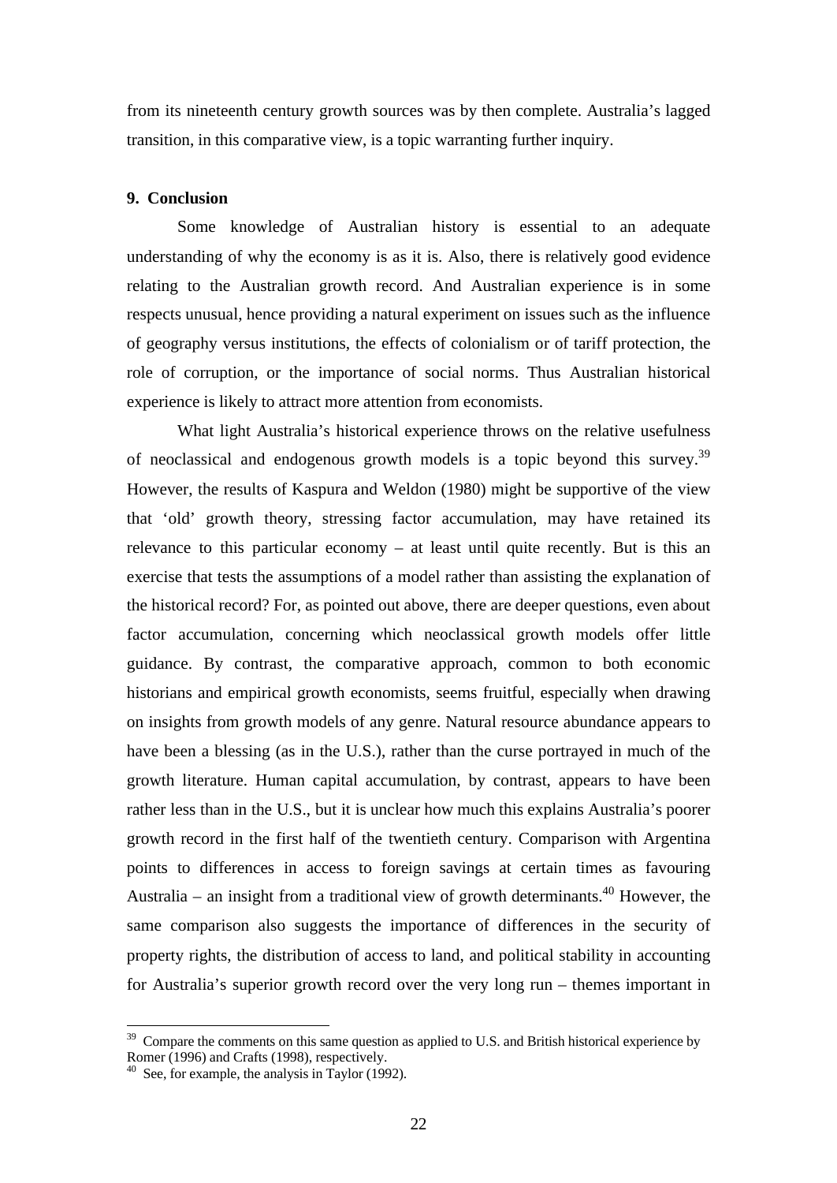from its nineteenth century growth sources was by then complete. Australia's lagged transition, in this comparative view, is a topic warranting further inquiry.

**9. Conclusion**

Some knowledge of Australian history is essential to an adequate understanding of why the economy is as it is. Also, there is relatively good evidence relating to the Australian growth record. And Australian experience is in some respects unusual, hence providing a natural experiment on issues such as the influence of geography versus institutions, the effects of colonialism or of tariff protection, the role of corruption, or the importance of social norms. Thus Australian historical experience is likely to attract more attention from economists.

What light Australia's historical experience throws on the relative usefulness of neoclassical and endogenous growth models is a topic beyond this survey.[39] However, the results of Kaspura and Weldon (1980) might be supportive of the view that 'old' growth theory, stressing factor accumulation, may have retained its relevance to this particular economy – at least until quite recently. But is this an exercise that tests the assumptions of a model rather than assisting the explanation of the historical record? For, as pointed out above, there are deeper questions, even about factor accumulation, concerning which neoclassical growth models offer little guidance. By contrast, the comparative approach, common to both economic historians and empirical growth economists, seems fruitful, especially when drawing on insights from growth models of any genre. Natural resource abundance appears to have been a blessing (as in the U.S.), rather than the curse portrayed in much of the growth literature. Human capital accumulation, by contrast, appears to have been rather less than in the U.S., but it is unclear how much this explains Australia's poorer growth record in the first half of the twentieth century. Comparison with Argentina points to differences in access to foreign savings at certain times as favouring Australia – an insight from a traditional view of growth determinants.[40] However, the same comparison also suggests the importance of differences in the security of property rights, the distribution of access to land, and political stability in accounting for Australia's superior growth record over the very long run – themes important in

[39] Compare the comments on this same question as applied to U.S. and British historical experience by Romer (1996) and Crafts (1998), respectively.

[40] See, for example, the analysis in Taylor (1992).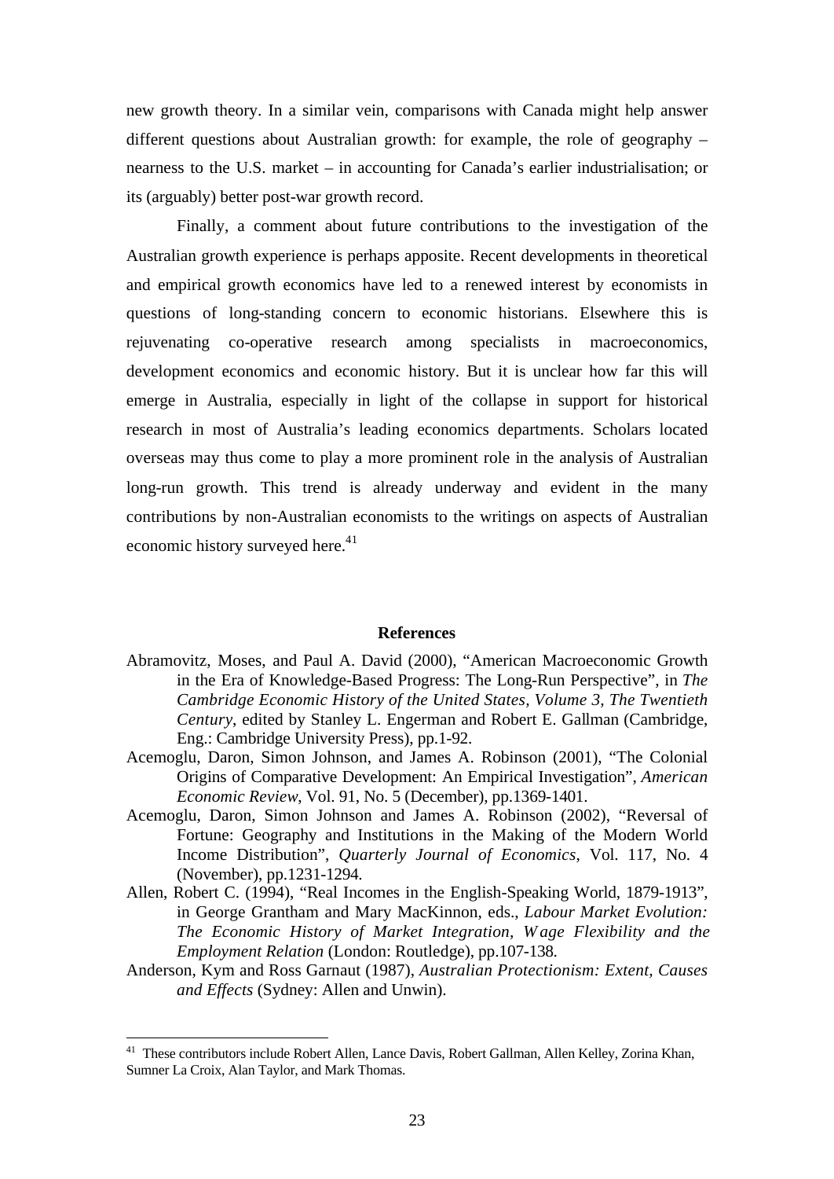new growth theory. In a similar vein, comparisons with Canada might help answer different questions about Australian growth: for example, the role of geography – nearness to the U.S. market – in accounting for Canada's earlier industrialisation; or its (arguably) better post-war growth record.

Finally, a comment about future contributions to the investigation of the Australian growth experience is perhaps apposite. Recent developments in theoretical and empirical growth economics have led to a renewed interest by economists in questions of long-standing concern to economic historians. Elsewhere this is rejuvenating co-operative research among specialists in macroeconomics, development economics and economic history. But it is unclear how far this will emerge in Australia, especially in light of the collapse in support for historical research in most of Australia's leading economics departments. Scholars located overseas may thus come to play a more prominent role in the analysis of Australian long-run growth. This trend is already underway and evident in the many contributions by non-Australian economists to the writings on aspects of Australian economic history surveyed here.[41]

## References

Abramovitz, Moses, and Paul A. David (2000), "American Macroeconomic Growth in the Era of Knowledge-Based Progress: The Long-Run Perspective", in *The Cambridge Economic History of the United States, Volume 3, The Twentieth Century*, edited by Stanley L. Engerman and Robert E. Gallman (Cambridge, Eng.: Cambridge University Press), pp.1-92.

Acemoglu, Daron, Simon Johnson, and James A. Robinson (2001), "The Colonial Origins of Comparative Development: An Empirical Investigation", *American Economic Review*, Vol. 91, No. 5 (December), pp.1369-1401.

Acemoglu, Daron, Simon Johnson and James A. Robinson (2002), "Reversal of Fortune: Geography and Institutions in the Making of the Modern World Income Distribution", *Quarterly Journal of Economics*, Vol. 117, No. 4 (November), pp.1231-1294.

Allen, Robert C. (1994), "Real Incomes in the English-Speaking World, 1879-1913", in George Grantham and Mary MacKinnon, eds., *Labour Market Evolution: The Economic History of Market Integration, Wage Flexibility and the Employment Relation* (London: Routledge), pp.107-138.

Anderson, Kym and Ross Garnaut (1987), *Australian Protectionism: Extent, Causes and Effects* (Sydney: Allen and Unwin).

---

[41] These contributors include Robert Allen, Lance Davis, Robert Gallman, Allen Kelley, Zorina Khan, Sumner La Croix, Alan Taylor, and Mark Thomas.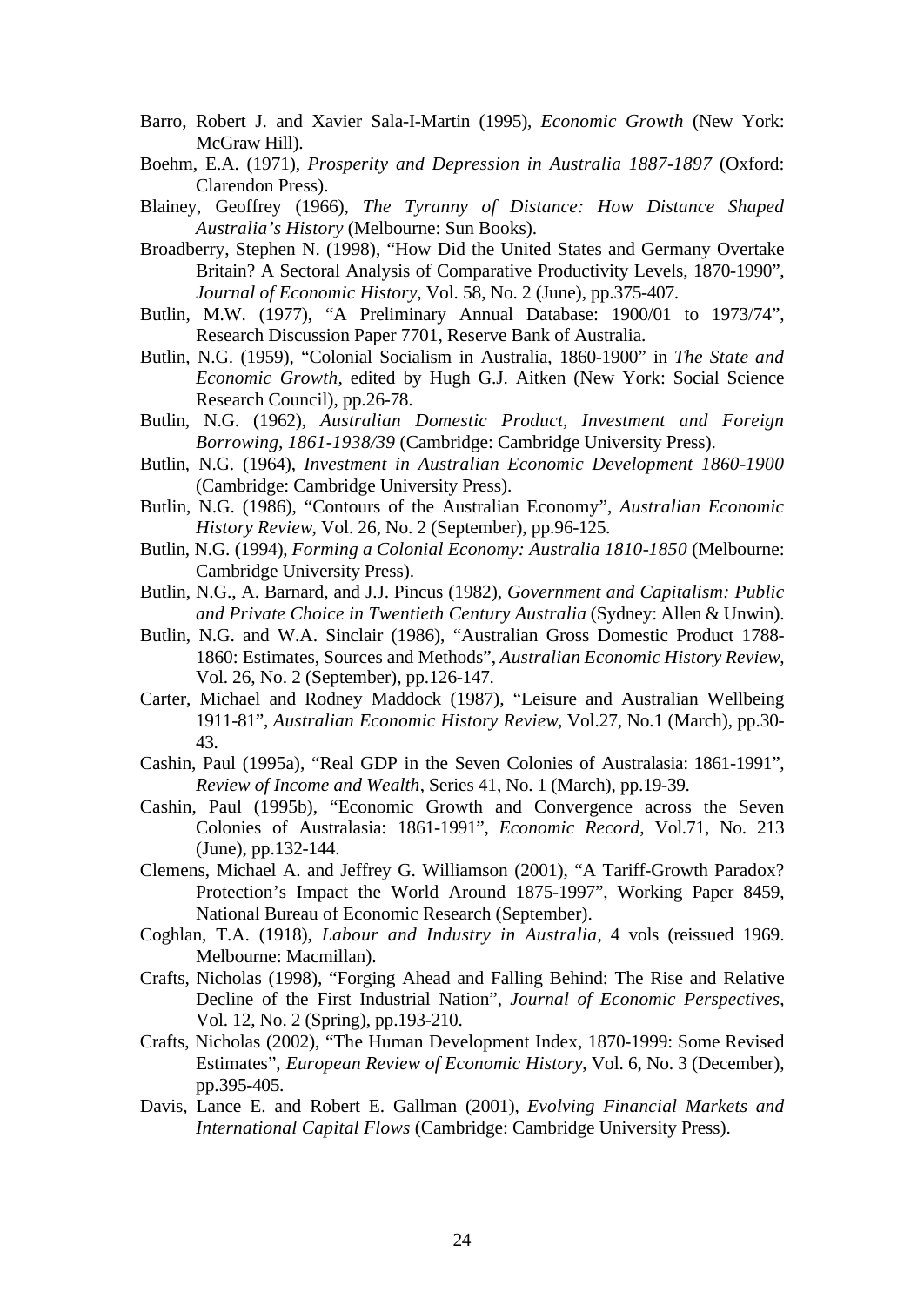Barro, Robert J. and Xavier Sala-I-Martin (1995), *Economic Growth* (New York: McGraw Hill).

Boehm, E.A. (1971), *Prosperity and Depression in Australia 1887-1897* (Oxford: Clarendon Press).

Blainey, Geoffrey (1966), *The Tyranny of Distance: How Distance Shaped Australia's History* (Melbourne: Sun Books).

Broadberry, Stephen N. (1998), "How Did the United States and Germany Overtake Britain? A Sectoral Analysis of Comparative Productivity Levels, 1870-1990", *Journal of Economic History*, Vol. 58, No. 2 (June), pp.375-407.

Butlin, M.W. (1977), "A Preliminary Annual Database: 1900/01 to 1973/74", Research Discussion Paper 7701, Reserve Bank of Australia.

Butlin, N.G. (1959), "Colonial Socialism in Australia, 1860-1900" in *The State and Economic Growth*, edited by Hugh G.J. Aitken (New York: Social Science Research Council), pp.26-78.

Butlin, N.G. (1962), *Australian Domestic Product, Investment and Foreign Borrowing, 1861-1938/39* (Cambridge: Cambridge University Press).

Butlin, N.G. (1964), *Investment in Australian Economic Development 1860-1900* (Cambridge: Cambridge University Press).

Butlin, N.G. (1986), "Contours of the Australian Economy", *Australian Economic History Review*, Vol. 26, No. 2 (September), pp.96-125.

Butlin, N.G. (1994), *Forming a Colonial Economy: Australia 1810-1850* (Melbourne: Cambridge University Press).

Butlin, N.G., A. Barnard, and J.J. Pincus (1982), *Government and Capitalism: Public and Private Choice in Twentieth Century Australia* (Sydney: Allen & Unwin).

Butlin, N.G. and W.A. Sinclair (1986), "Australian Gross Domestic Product 1788-1860: Estimates, Sources and Methods", *Australian Economic History Review*, Vol. 26, No. 2 (September), pp.126-147.

Carter, Michael and Rodney Maddock (1987), "Leisure and Australian Wellbeing 1911-81", *Australian Economic History Review*, Vol.27, No.1 (March), pp.30-43.

Cashin, Paul (1995a), "Real GDP in the Seven Colonies of Australasia: 1861-1991", *Review of Income and Wealth*, Series 41, No. 1 (March), pp.19-39.

Cashin, Paul (1995b), "Economic Growth and Convergence across the Seven Colonies of Australasia: 1861-1991", *Economic Record*, Vol.71, No. 213 (June), pp.132-144.

Clemens, Michael A. and Jeffrey G. Williamson (2001), "A Tariff-Growth Paradox? Protection's Impact the World Around 1875-1997", Working Paper 8459, National Bureau of Economic Research (September).

Coghlan, T.A. (1918), *Labour and Industry in Australia*, 4 vols (reissued 1969. Melbourne: Macmillan).

Crafts, Nicholas (1998), "Forging Ahead and Falling Behind: The Rise and Relative Decline of the First Industrial Nation", *Journal of Economic Perspectives*, Vol. 12, No. 2 (Spring), pp.193-210.

Crafts, Nicholas (2002), "The Human Development Index, 1870-1999: Some Revised Estimates", *European Review of Economic History*, Vol. 6, No. 3 (December), pp.395-405.

Davis, Lance E. and Robert E. Gallman (2001), *Evolving Financial Markets and International Capital Flows* (Cambridge: Cambridge University Press).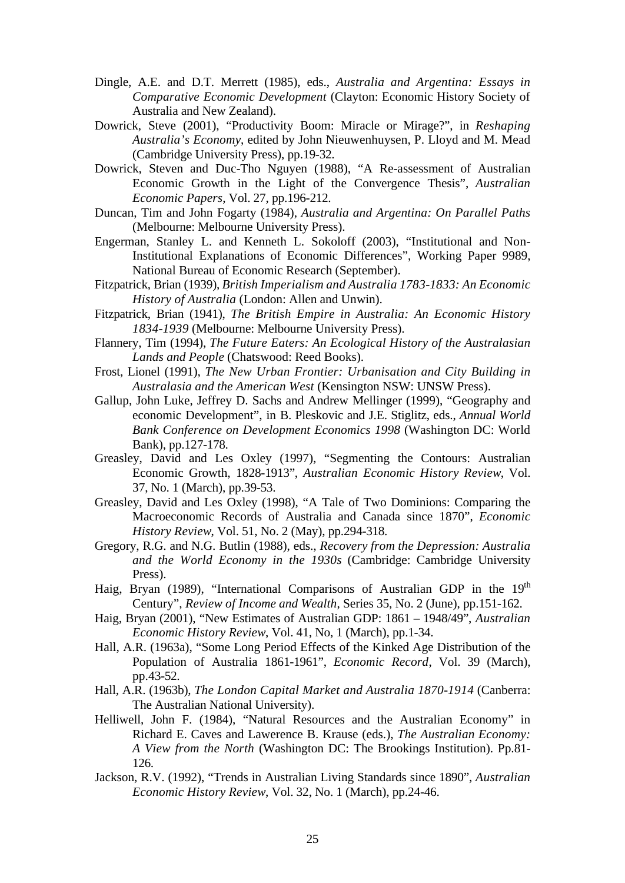Dingle, A.E. and D.T. Merrett (1985), eds., *Australia and Argentina: Essays in Comparative Economic Development* (Clayton: Economic History Society of Australia and New Zealand).

Dowrick, Steve (2001), "Productivity Boom: Miracle or Mirage?", in *Reshaping Australia's Economy*, edited by John Nieuwenhuysen, P. Lloyd and M. Mead (Cambridge University Press), pp.19-32.

Dowrick, Steven and Duc-Tho Nguyen (1988), "A Re-assessment of Australian Economic Growth in the Light of the Convergence Thesis", *Australian Economic Papers*, Vol. 27, pp.196-212.

Duncan, Tim and John Fogarty (1984), *Australia and Argentina: On Parallel Paths* (Melbourne: Melbourne University Press).

Engerman, Stanley L. and Kenneth L. Sokoloff (2003), "Institutional and Non-Institutional Explanations of Economic Differences", Working Paper 9989, National Bureau of Economic Research (September).

Fitzpatrick, Brian (1939), *British Imperialism and Australia 1783-1833: An Economic History of Australia* (London: Allen and Unwin).

Fitzpatrick, Brian (1941), *The British Empire in Australia: An Economic History 1834-1939* (Melbourne: Melbourne University Press).

Flannery, Tim (1994), *The Future Eaters: An Ecological History of the Australasian Lands and People* (Chatswood: Reed Books).

Frost, Lionel (1991), *The New Urban Frontier: Urbanisation and City Building in Australasia and the American West* (Kensington NSW: UNSW Press).

Gallup, John Luke, Jeffrey D. Sachs and Andrew Mellinger (1999), "Geography and economic Development", in B. Pleskovic and J.E. Stiglitz, eds., *Annual World Bank Conference on Development Economics 1998* (Washington DC: World Bank), pp.127-178.

Greasley, David and Les Oxley (1997), "Segmenting the Contours: Australian Economic Growth, 1828-1913", *Australian Economic History Review*, Vol. 37, No. 1 (March), pp.39-53.

Greasley, David and Les Oxley (1998), "A Tale of Two Dominions: Comparing the Macroeconomic Records of Australia and Canada since 1870", *Economic History Review*, Vol. 51, No. 2 (May), pp.294-318.

Gregory, R.G. and N.G. Butlin (1988), eds., *Recovery from the Depression: Australia and the World Economy in the 1930s* (Cambridge: Cambridge University Press).

Haig, Bryan (1989), "International Comparisons of Australian GDP in the 19th Century", *Review of Income and Wealth*, Series 35, No. 2 (June), pp.151-162.

Haig, Bryan (2001), "New Estimates of Australian GDP: 1861 – 1948/49", *Australian Economic History Review*, Vol. 41, No, 1 (March), pp.1-34.

Hall, A.R. (1963a), "Some Long Period Effects of the Kinked Age Distribution of the Population of Australia 1861-1961", *Economic Record*, Vol. 39 (March), pp.43-52.

Hall, A.R. (1963b), *The London Capital Market and Australia 1870-1914* (Canberra: The Australian National University).

Helliwell, John F. (1984), "Natural Resources and the Australian Economy" in Richard E. Caves and Lawerence B. Krause (eds.), *The Australian Economy: A View from the North* (Washington DC: The Brookings Institution). Pp.81-126.

Jackson, R.V. (1992), "Trends in Australian Living Standards since 1890", *Australian Economic History Review*, Vol. 32, No. 1 (March), pp.24-46.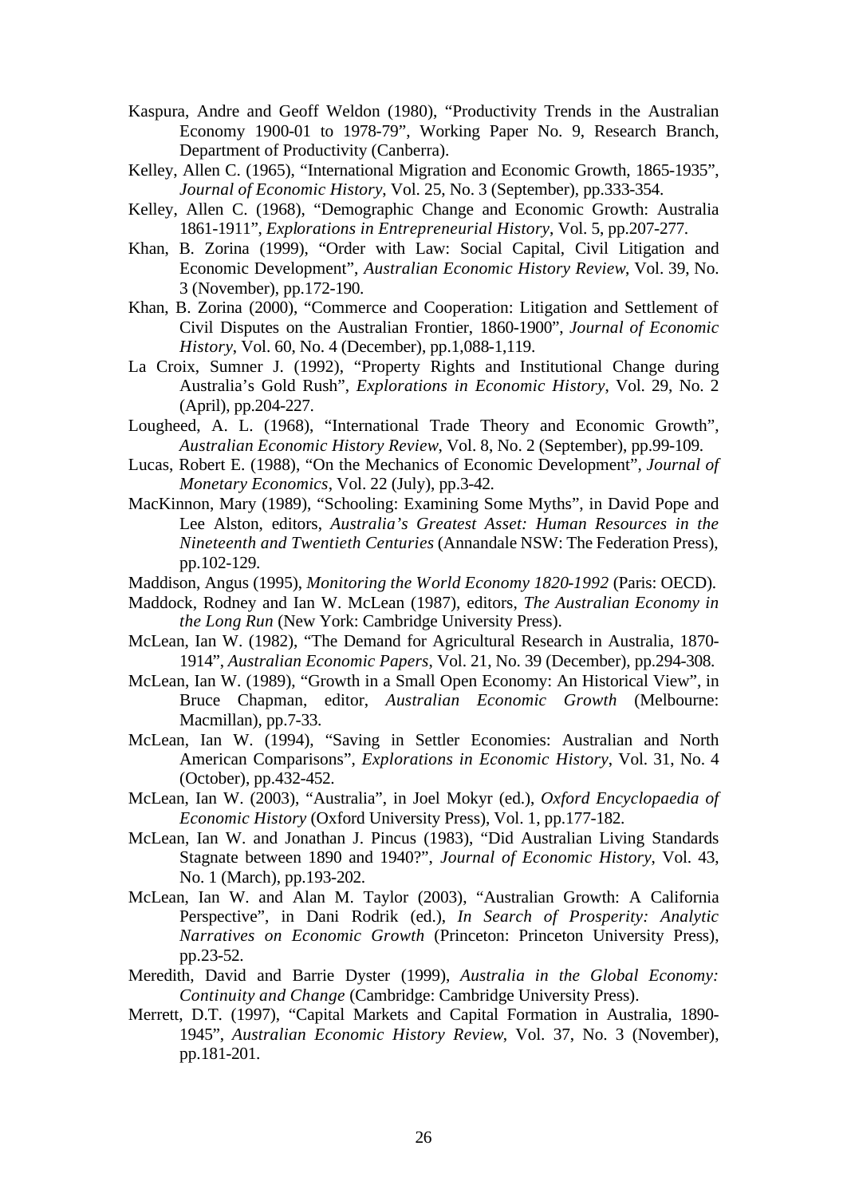Kaspura, Andre and Geoff Weldon (1980), "Productivity Trends in the Australian Economy 1900-01 to 1978-79", Working Paper No. 9, Research Branch, Department of Productivity (Canberra).

Kelley, Allen C. (1965), "International Migration and Economic Growth, 1865-1935", *Journal of Economic History*, Vol. 25, No. 3 (September), pp.333-354.

Kelley, Allen C. (1968), "Demographic Change and Economic Growth: Australia 1861-1911", *Explorations in Entrepreneurial History*, Vol. 5, pp.207-277.

Khan, B. Zorina (1999), "Order with Law: Social Capital, Civil Litigation and Economic Development", *Australian Economic History Review*, Vol. 39, No. 3 (November), pp.172-190.

Khan, B. Zorina (2000), "Commerce and Cooperation: Litigation and Settlement of Civil Disputes on the Australian Frontier, 1860-1900", *Journal of Economic History*, Vol. 60, No. 4 (December), pp.1,088-1,119.

La Croix, Sumner J. (1992), "Property Rights and Institutional Change during Australia's Gold Rush", *Explorations in Economic History*, Vol. 29, No. 2 (April), pp.204-227.

Lougheed, A. L. (1968), "International Trade Theory and Economic Growth", *Australian Economic History Review*, Vol. 8, No. 2 (September), pp.99-109.

Lucas, Robert E. (1988), "On the Mechanics of Economic Development", *Journal of Monetary Economics*, Vol. 22 (July), pp.3-42.

MacKinnon, Mary (1989), "Schooling: Examining Some Myths", in David Pope and Lee Alston, editors, *Australia's Greatest Asset: Human Resources in the Nineteenth and Twentieth Centuries* (Annandale NSW: The Federation Press), pp.102-129.

Maddison, Angus (1995), *Monitoring the World Economy 1820-1992* (Paris: OECD).

Maddock, Rodney and Ian W. McLean (1987), editors, *The Australian Economy in the Long Run* (New York: Cambridge University Press).

McLean, Ian W. (1982), "The Demand for Agricultural Research in Australia, 1870-1914", *Australian Economic Papers*, Vol. 21, No. 39 (December), pp.294-308.

McLean, Ian W. (1989), "Growth in a Small Open Economy: An Historical View", in Bruce Chapman, editor, *Australian Economic Growth* (Melbourne: Macmillan), pp.7-33.

McLean, Ian W. (1994), "Saving in Settler Economies: Australian and North American Comparisons", *Explorations in Economic History*, Vol. 31, No. 4 (October), pp.432-452.

McLean, Ian W. (2003), "Australia", in Joel Mokyr (ed.), *Oxford Encyclopaedia of Economic History* (Oxford University Press), Vol. 1, pp.177-182.

McLean, Ian W. and Jonathan J. Pincus (1983), "Did Australian Living Standards Stagnate between 1890 and 1940?", *Journal of Economic History*, Vol. 43, No. 1 (March), pp.193-202.

McLean, Ian W. and Alan M. Taylor (2003), "Australian Growth: A California Perspective", in Dani Rodrik (ed.), *In Search of Prosperity: Analytic Narratives on Economic Growth* (Princeton: Princeton University Press), pp.23-52.

Meredith, David and Barrie Dyster (1999), *Australia in the Global Economy: Continuity and Change* (Cambridge: Cambridge University Press).

Merrett, D.T. (1997), "Capital Markets and Capital Formation in Australia, 1890-1945", *Australian Economic History Review*, Vol. 37, No. 3 (November), pp.181-201.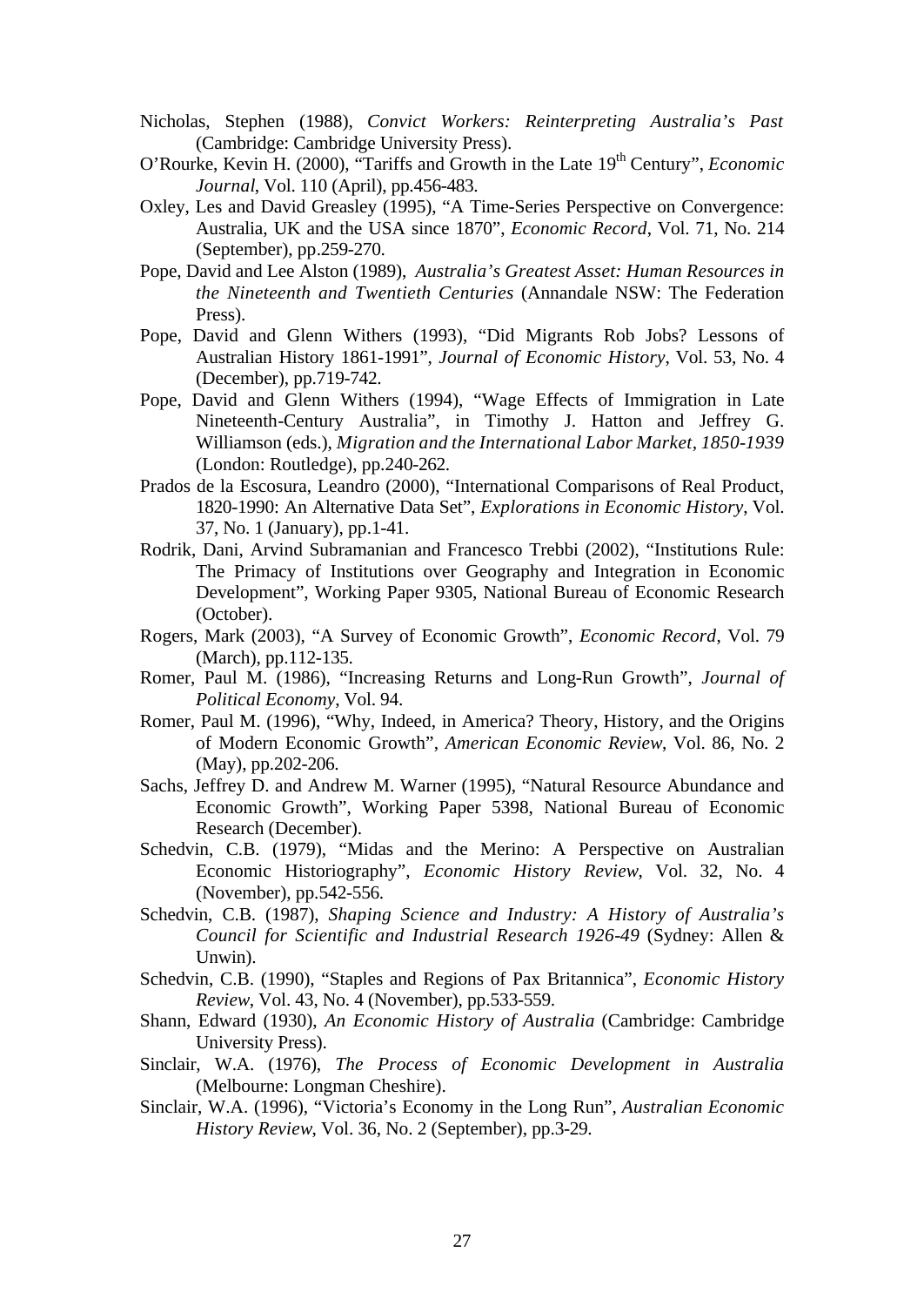Nicholas, Stephen (1988), *Convict Workers: Reinterpreting Australia's Past* (Cambridge: Cambridge University Press).

O'Rourke, Kevin H. (2000), "Tariffs and Growth in the Late 19th Century", *Economic Journal*, Vol. 110 (April), pp.456-483.

Oxley, Les and David Greasley (1995), "A Time-Series Perspective on Convergence: Australia, UK and the USA since 1870", *Economic Record*, Vol. 71, No. 214 (September), pp.259-270.

Pope, David and Lee Alston (1989), *Australia's Greatest Asset: Human Resources in the Nineteenth and Twentieth Centuries* (Annandale NSW: The Federation Press).

Pope, David and Glenn Withers (1993), "Did Migrants Rob Jobs? Lessons of Australian History 1861-1991", *Journal of Economic History*, Vol. 53, No. 4 (December), pp.719-742.

Pope, David and Glenn Withers (1994), "Wage Effects of Immigration in Late Nineteenth-Century Australia", in Timothy J. Hatton and Jeffrey G. Williamson (eds.), *Migration and the International Labor Market, 1850-1939* (London: Routledge), pp.240-262.

Prados de la Escosura, Leandro (2000), "International Comparisons of Real Product, 1820-1990: An Alternative Data Set", *Explorations in Economic History*, Vol. 37, No. 1 (January), pp.1-41.

Rodrik, Dani, Arvind Subramanian and Francesco Trebbi (2002), "Institutions Rule: The Primacy of Institutions over Geography and Integration in Economic Development", Working Paper 9305, National Bureau of Economic Research (October).

Rogers, Mark (2003), "A Survey of Economic Growth", *Economic Record*, Vol. 79 (March), pp.112-135.

Romer, Paul M. (1986), "Increasing Returns and Long-Run Growth", *Journal of Political Economy*, Vol. 94.

Romer, Paul M. (1996), "Why, Indeed, in America? Theory, History, and the Origins of Modern Economic Growth", *American Economic Review*, Vol. 86, No. 2 (May), pp.202-206.

Sachs, Jeffrey D. and Andrew M. Warner (1995), "Natural Resource Abundance and Economic Growth", Working Paper 5398, National Bureau of Economic Research (December).

Schedvin, C.B. (1979), "Midas and the Merino: A Perspective on Australian Economic Historiography", *Economic History Review*, Vol. 32, No. 4 (November), pp.542-556.

Schedvin, C.B. (1987), *Shaping Science and Industry: A History of Australia's Council for Scientific and Industrial Research 1926-49* (Sydney: Allen & Unwin).

Schedvin, C.B. (1990), "Staples and Regions of Pax Britannica", *Economic History Review*, Vol. 43, No. 4 (November), pp.533-559.

Shann, Edward (1930), *An Economic History of Australia* (Cambridge: Cambridge University Press).

Sinclair, W.A. (1976), *The Process of Economic Development in Australia* (Melbourne: Longman Cheshire).

Sinclair, W.A. (1996), "Victoria's Economy in the Long Run", *Australian Economic History Review*, Vol. 36, No. 2 (September), pp.3-29.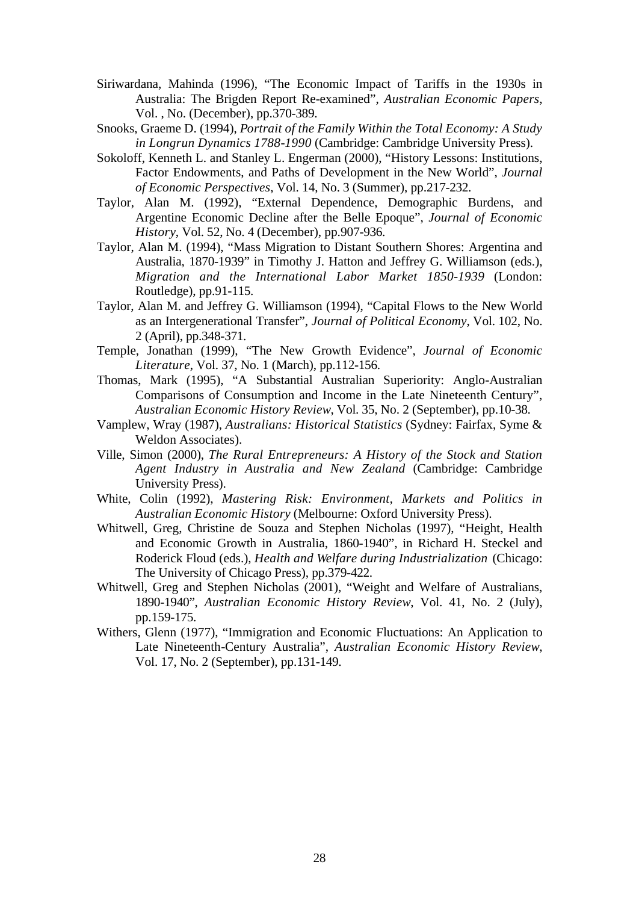Siriwardana, Mahinda (1996), "The Economic Impact of Tariffs in the 1930s in Australia: The Brigden Report Re-examined", *Australian Economic Papers*, Vol. , No. (December), pp.370-389.

Snooks, Graeme D. (1994), *Portrait of the Family Within the Total Economy: A Study in Longrun Dynamics 1788-1990* (Cambridge: Cambridge University Press).

Sokoloff, Kenneth L. and Stanley L. Engerman (2000), "History Lessons: Institutions, Factor Endowments, and Paths of Development in the New World", *Journal of Economic Perspectives*, Vol. 14, No. 3 (Summer), pp.217-232.

Taylor, Alan M. (1992), "External Dependence, Demographic Burdens, and Argentine Economic Decline after the Belle Epoque", *Journal of Economic History*, Vol. 52, No. 4 (December), pp.907-936.

Taylor, Alan M. (1994), "Mass Migration to Distant Southern Shores: Argentina and Australia, 1870-1939" in Timothy J. Hatton and Jeffrey G. Williamson (eds.), *Migration and the International Labor Market 1850-1939* (London: Routledge), pp.91-115.

Taylor, Alan M. and Jeffrey G. Williamson (1994), "Capital Flows to the New World as an Intergenerational Transfer", *Journal of Political Economy*, Vol. 102, No. 2 (April), pp.348-371.

Temple, Jonathan (1999), "The New Growth Evidence", *Journal of Economic Literature*, Vol. 37, No. 1 (March), pp.112-156.

Thomas, Mark (1995), "A Substantial Australian Superiority: Anglo-Australian Comparisons of Consumption and Income in the Late Nineteenth Century", *Australian Economic History Review*, Vol. 35, No. 2 (September), pp.10-38.

Vamplew, Wray (1987), *Australians: Historical Statistics* (Sydney: Fairfax, Syme & Weldon Associates).

Ville, Simon (2000), *The Rural Entrepreneurs: A History of the Stock and Station Agent Industry in Australia and New Zealand* (Cambridge: Cambridge University Press).

White, Colin (1992), *Mastering Risk: Environment, Markets and Politics in Australian Economic History* (Melbourne: Oxford University Press).

Whitwell, Greg, Christine de Souza and Stephen Nicholas (1997), "Height, Health and Economic Growth in Australia, 1860-1940", in Richard H. Steckel and Roderick Floud (eds.), *Health and Welfare during Industrialization* (Chicago: The University of Chicago Press), pp.379-422.

Whitwell, Greg and Stephen Nicholas (2001), "Weight and Welfare of Australians, 1890-1940", *Australian Economic History Review*, Vol. 41, No. 2 (July), pp.159-175.

Withers, Glenn (1977), "Immigration and Economic Fluctuations: An Application to Late Nineteenth-Century Australia", *Australian Economic History Review*, Vol. 17, No. 2 (September), pp.131-149.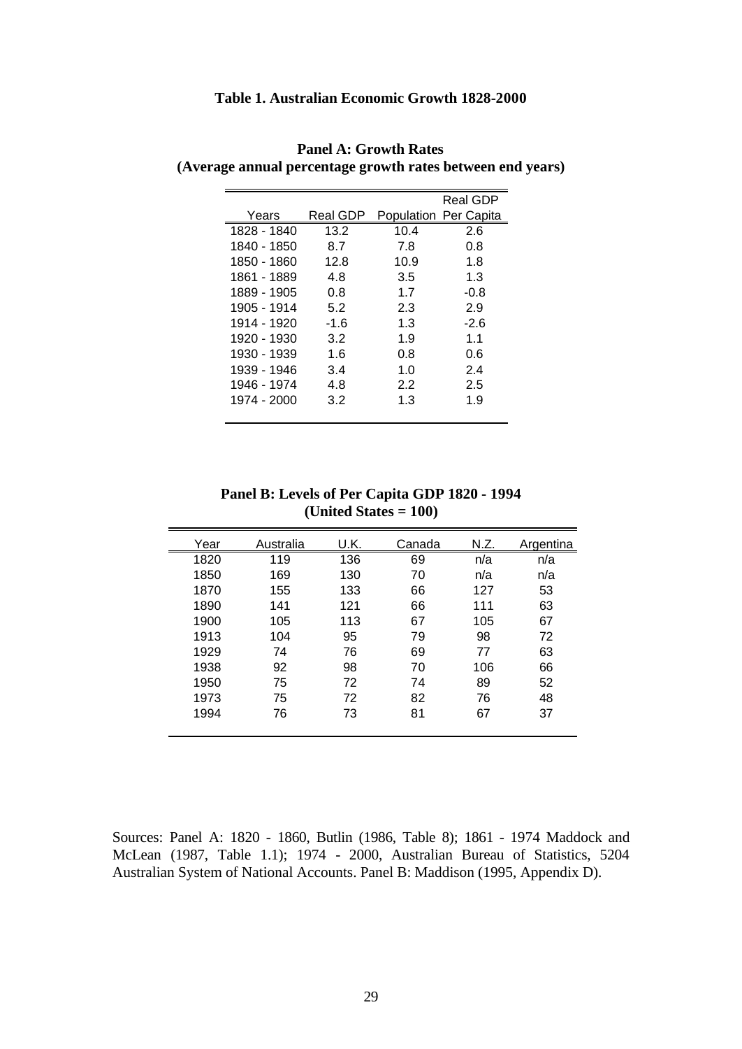**Table 1. Australian Economic Growth 1828-2000**

**Panel A: Growth Rates**
**(Average annual percentage growth rates between end years)**

| Years | Real GDP | Population | Real GDP Per Capita |
|---|---|---|---|
| 1828 - 1840 | 13.2 | 10.4 | 2.6 |
| 1840 - 1850 | 8.7 | 7.8 | 0.8 |
| 1850 - 1860 | 12.8 | 10.9 | 1.8 |
| 1861 - 1889 | 4.8 | 3.5 | 1.3 |
| 1889 - 1905 | 0.8 | 1.7 | -0.8 |
| 1905 - 1914 | 5.2 | 2.3 | 2.9 |
| 1914 - 1920 | -1.6 | 1.3 | -2.6 |
| 1920 - 1930 | 3.2 | 1.9 | 1.1 |
| 1930 - 1939 | 1.6 | 0.8 | 0.6 |
| 1939 - 1946 | 3.4 | 1.0 | 2.4 |
| 1946 - 1974 | 4.8 | 2.2 | 2.5 |
| 1974 - 2000 | 3.2 | 1.3 | 1.9 |

**Panel B: Levels of Per Capita GDP 1820 - 1994**
**(United States = 100)**

| Year | Australia | U.K. | Canada | N.Z. | Argentina |
|---|---|---|---|---|---|
| 1820 | 119 | 136 | 69 | n/a | n/a |
| 1850 | 169 | 130 | 70 | n/a | n/a |
| 1870 | 155 | 133 | 66 | 127 | 53 |
| 1890 | 141 | 121 | 66 | 111 | 63 |
| 1900 | 105 | 113 | 67 | 105 | 67 |
| 1913 | 104 | 95 | 79 | 98 | 72 |
| 1929 | 74 | 76 | 69 | 77 | 63 |
| 1938 | 92 | 98 | 70 | 106 | 66 |
| 1950 | 75 | 72 | 74 | 89 | 52 |
| 1973 | 75 | 72 | 82 | 76 | 48 |
| 1994 | 76 | 73 | 81 | 67 | 37 |

Sources: Panel A: 1820 - 1860, Butlin (1986, Table 8); 1861 - 1974 Maddock and McLean (1987, Table 1.1); 1974 - 2000, Australian Bureau of Statistics, 5204 Australian System of National Accounts. Panel B: Maddison (1995, Appendix D).